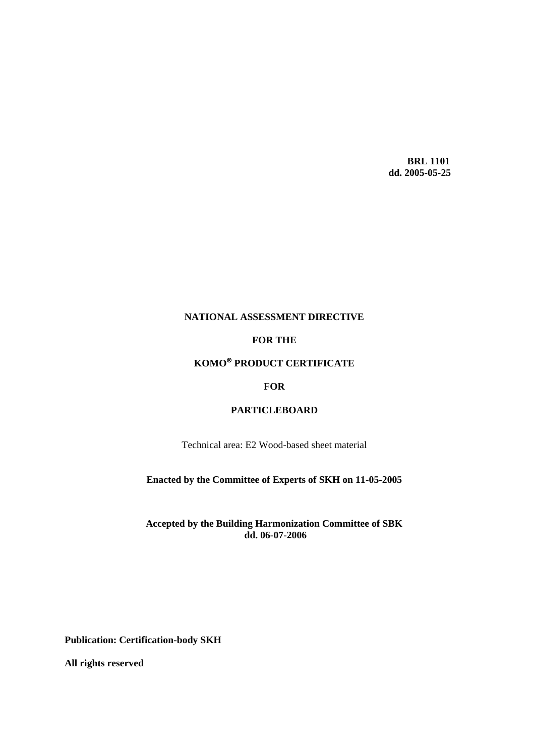**BRL 1101**
**dd. 2005-05-25**

# NATIONAL ASSESSMENT DIRECTIVE

# FOR THE

# KOMO® PRODUCT CERTIFICATE

# FOR

# PARTICLEBOARD

Technical area: E2 Wood-based sheet material

**Enacted by the Committee of Experts of SKH on 11-05-2005**

**Accepted by the Building Harmonization Committee of SBK**
**dd. 06-07-2006**

**Publication: Certification-body SKH**

**All rights reserved**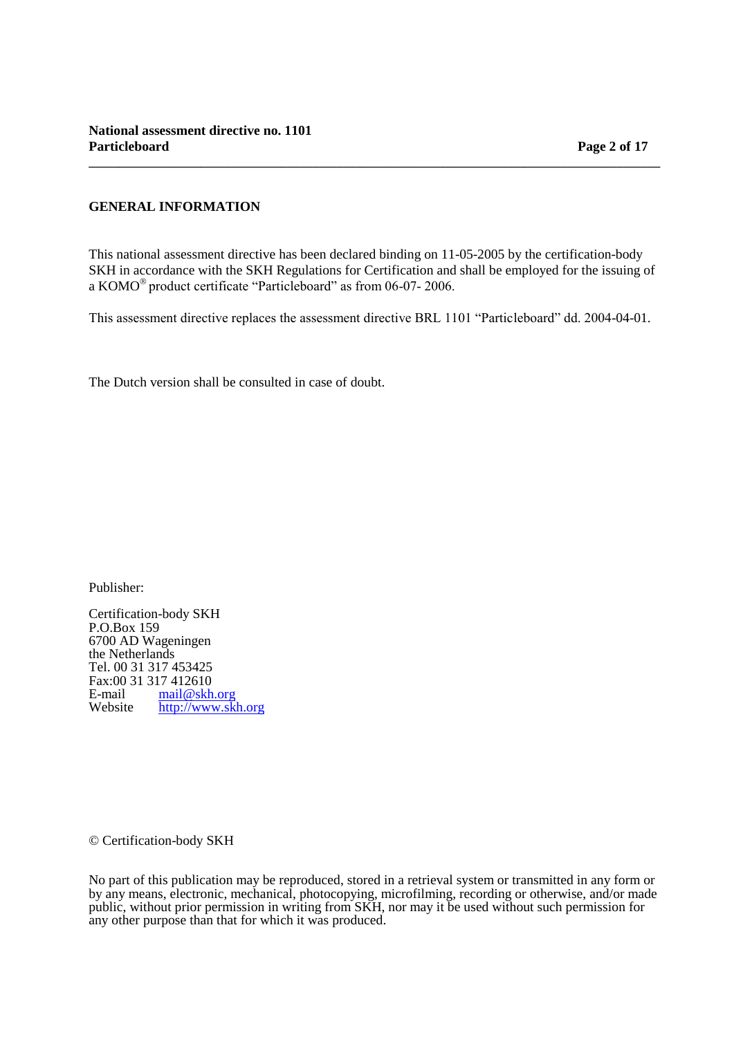## GENERAL INFORMATION

This national assessment directive has been declared binding on 11-05-2005 by the certification-body SKH in accordance with the SKH Regulations for Certification and shall be employed for the issuing of a KOMO® product certificate “Particleboard” as from 06-07- 2006.

This assessment directive replaces the assessment directive BRL 1101 “Particleboard” dd. 2004-04-01.

The Dutch version shall be consulted in case of doubt.

Publisher:

Certification-body SKH  
P.O.Box 159  
6700 AD Wageningen  
the Netherlands  
Tel. 00 31 317 453425  
Fax:00 31 317 412610  
E-mail mail@skh.org  
Website http://www.skh.org

© Certification-body SKH

No part of this publication may be reproduced, stored in a retrieval system or transmitted in any form or by any means, electronic, mechanical, photocopying, microfilming, recording or otherwise, and/or made public, without prior permission in writing from SKH, nor may it be used without such permission for any other purpose than that for which it was produced.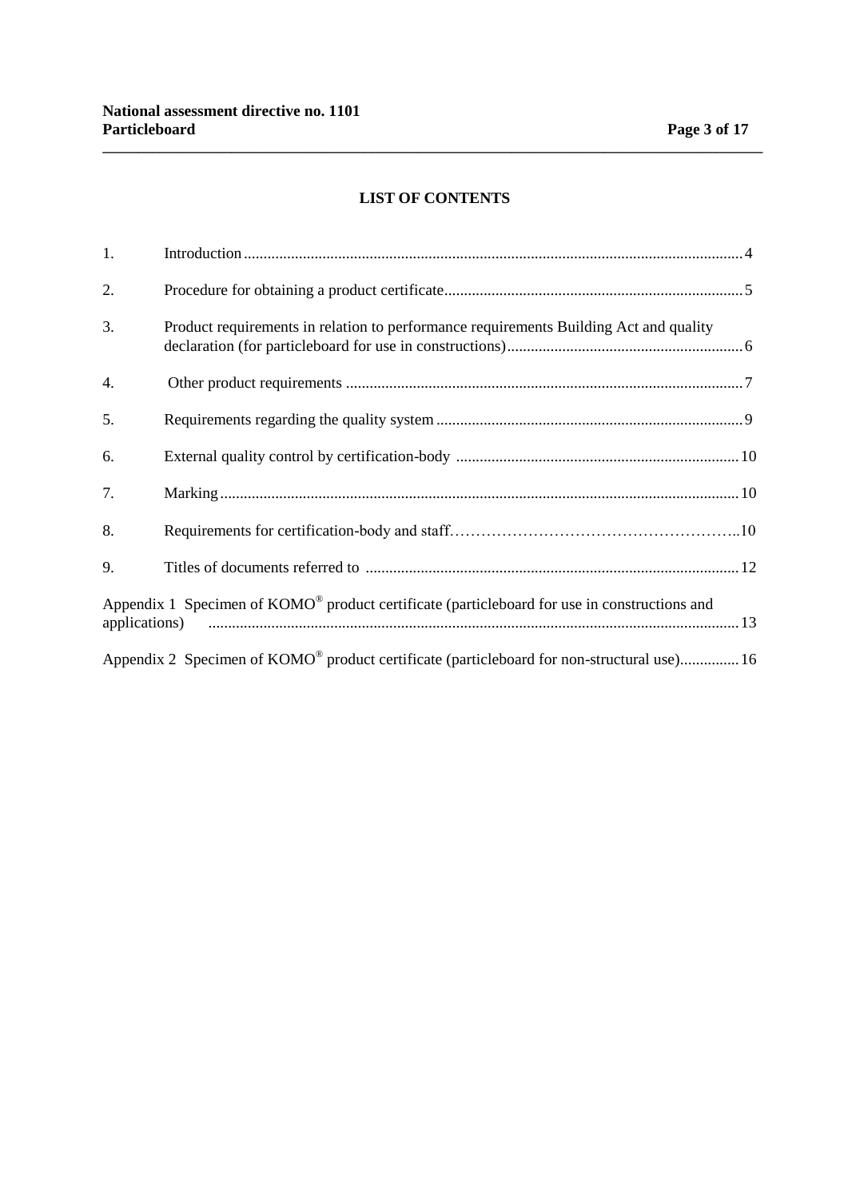## LIST OF CONTENTS

1. Introduction .......... 4
2. Procedure for obtaining a product certificate .......... 5
3. Product requirements in relation to performance requirements Building Act and quality declaration (for particleboard for use in constructions) .......... 6
4. Other product requirements .......... 7
5. Requirements regarding the quality system .......... 9
6. External quality control by certification-body .......... 10
7. Marking .......... 10
8. Requirements for certification-body and staff .......... 10
9. Titles of documents referred to .......... 12

Appendix 1 Specimen of KOMO® product certificate (particleboard for use in constructions and applications) .......... 13

Appendix 2 Specimen of KOMO® product certificate (particleboard for non-structural use) .......... 16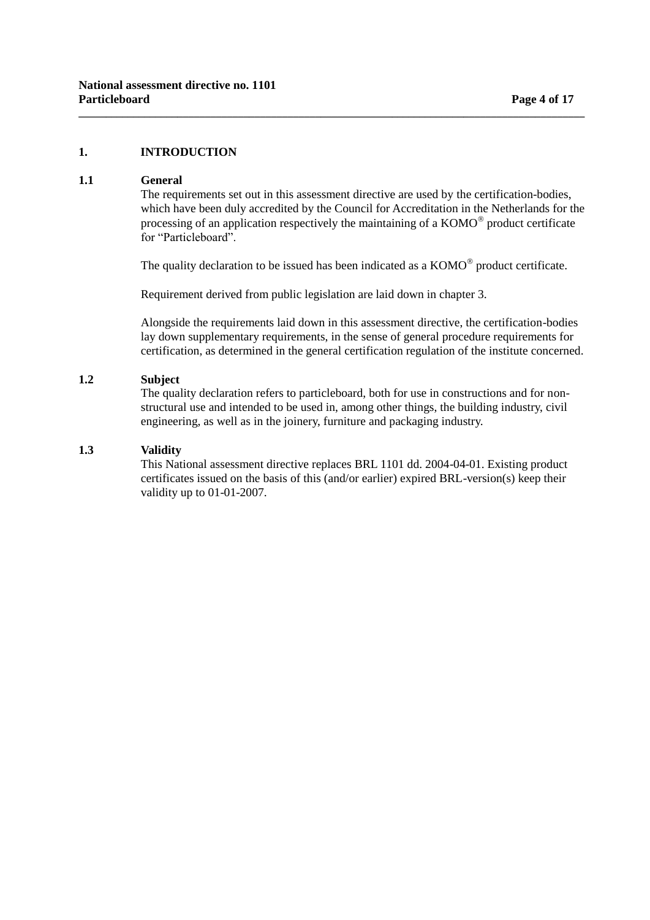## 1. INTRODUCTION

### 1.1 General

The requirements set out in this assessment directive are used by the certification-bodies, which have been duly accredited by the Council for Accreditation in the Netherlands for the processing of an application respectively the maintaining of a KOMO® product certificate for “Particleboard”.

The quality declaration to be issued has been indicated as a KOMO® product certificate.

Requirement derived from public legislation are laid down in chapter 3.

Alongside the requirements laid down in this assessment directive, the certification-bodies lay down supplementary requirements, in the sense of general procedure requirements for certification, as determined in the general certification regulation of the institute concerned.

### 1.2 Subject

The quality declaration refers to particleboard, both for use in constructions and for non-structural use and intended to be used in, among other things, the building industry, civil engineering, as well as in the joinery, furniture and packaging industry.

### 1.3 Validity

This National assessment directive replaces BRL 1101 dd. 2004-04-01. Existing product certificates issued on the basis of this (and/or earlier) expired BRL-version(s) keep their validity up to 01-01-2007.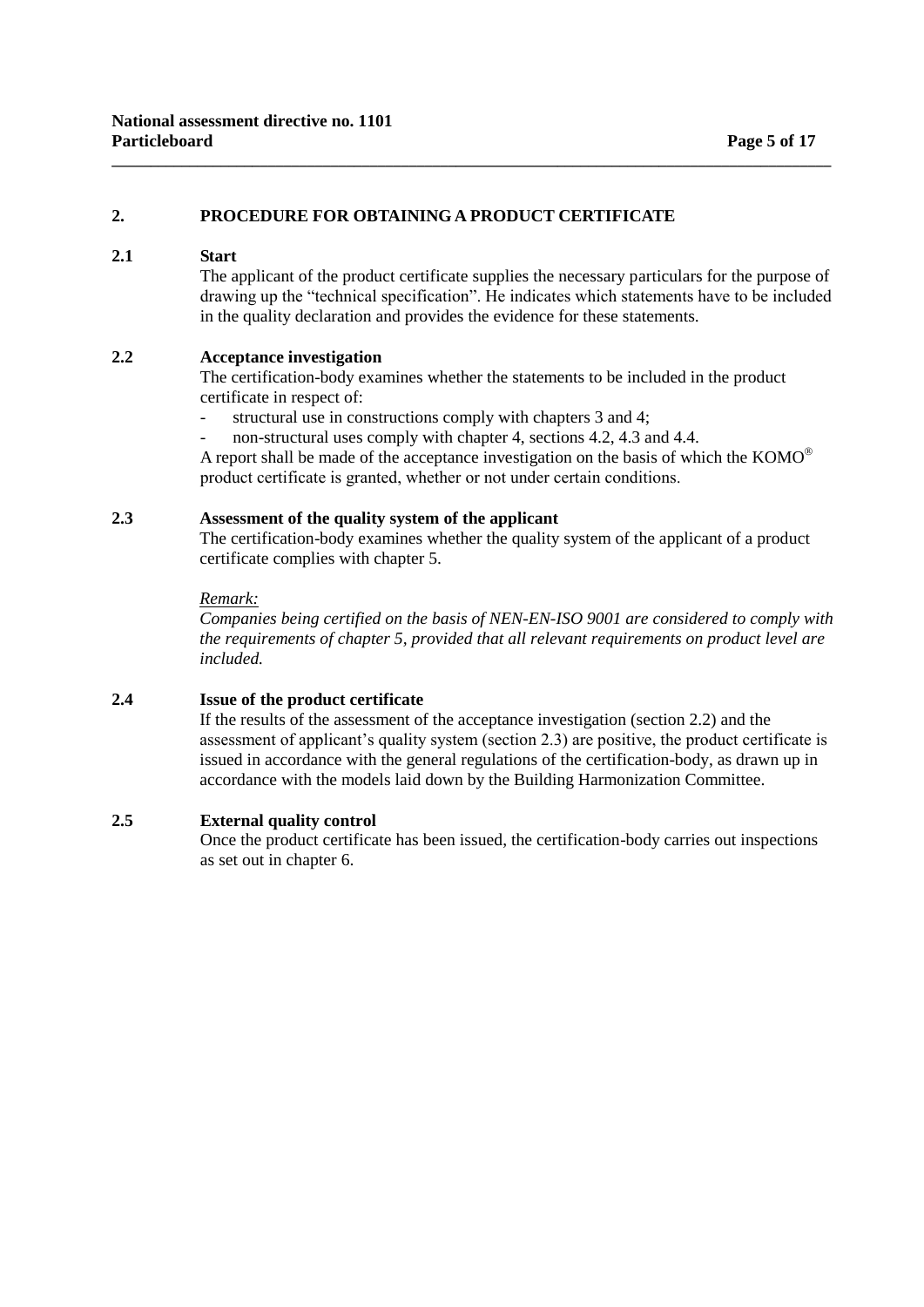## 2. PROCEDURE FOR OBTAINING A PRODUCT CERTIFICATE

### 2.1 Start

The applicant of the product certificate supplies the necessary particulars for the purpose of drawing up the "technical specification". He indicates which statements have to be included in the quality declaration and provides the evidence for these statements.

### 2.2 Acceptance investigation

The certification-body examines whether the statements to be included in the product certificate in respect of:

- structural use in constructions comply with chapters 3 and 4;
- non-structural uses comply with chapter 4, sections 4.2, 4.3 and 4.4.

A report shall be made of the acceptance investigation on the basis of which the KOMO® product certificate is granted, whether or not under certain conditions.

### 2.3 Assessment of the quality system of the applicant

The certification-body examines whether the quality system of the applicant of a product certificate complies with chapter 5.

*Remark:*
*Companies being certified on the basis of NEN-EN-ISO 9001 are considered to comply with the requirements of chapter 5, provided that all relevant requirements on product level are included.*

### 2.4 Issue of the product certificate

If the results of the assessment of the acceptance investigation (section 2.2) and the assessment of applicant's quality system (section 2.3) are positive, the product certificate is issued in accordance with the general regulations of the certification-body, as drawn up in accordance with the models laid down by the Building Harmonization Committee.

### 2.5 External quality control

Once the product certificate has been issued, the certification-body carries out inspections as set out in chapter 6.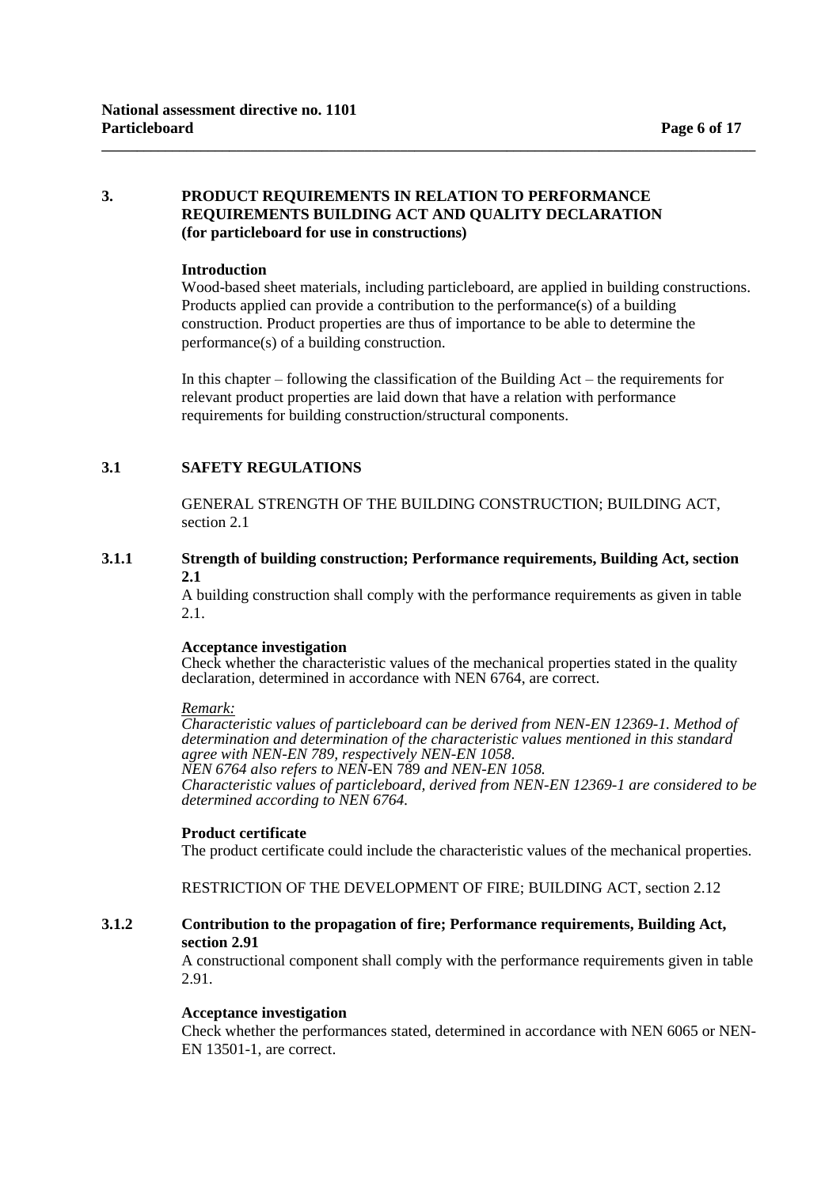# 3. PRODUCT REQUIREMENTS IN RELATION TO PERFORMANCE REQUIREMENTS BUILDING ACT AND QUALITY DECLARATION (for particleboard for use in constructions)

**Introduction**

Wood-based sheet materials, including particleboard, are applied in building constructions. Products applied can provide a contribution to the performance(s) of a building construction. Product properties are thus of importance to be able to determine the performance(s) of a building construction.

In this chapter – following the classification of the Building Act – the requirements for relevant product properties are laid down that have a relation with performance requirements for building construction/structural components.

## 3.1 SAFETY REGULATIONS

GENERAL STRENGTH OF THE BUILDING CONSTRUCTION; BUILDING ACT, section 2.1

### 3.1.1 Strength of building construction; Performance requirements, Building Act, section 2.1

A building construction shall comply with the performance requirements as given in table 2.1.

**Acceptance investigation**

Check whether the characteristic values of the mechanical properties stated in the quality declaration, determined in accordance with NEN 6764, are correct.

*Remark:*

*Characteristic values of particleboard can be derived from NEN-EN 12369-1. Method of determination and determination of the characteristic values mentioned in this standard agree with NEN-EN 789, respectively NEN-EN 1058.*
*NEN 6764 also refers to NEN-*EN 789 *and NEN-EN 1058.*
*Characteristic values of particleboard, derived from NEN-EN 12369-1 are considered to be determined according to NEN 6764.*

**Product certificate**

The product certificate could include the characteristic values of the mechanical properties.

RESTRICTION OF THE DEVELOPMENT OF FIRE; BUILDING ACT, section 2.12

### 3.1.2 Contribution to the propagation of fire; Performance requirements, Building Act, section 2.91

A constructional component shall comply with the performance requirements given in table 2.91.

**Acceptance investigation**

Check whether the performances stated, determined in accordance with NEN 6065 or NEN-EN 13501-1, are correct.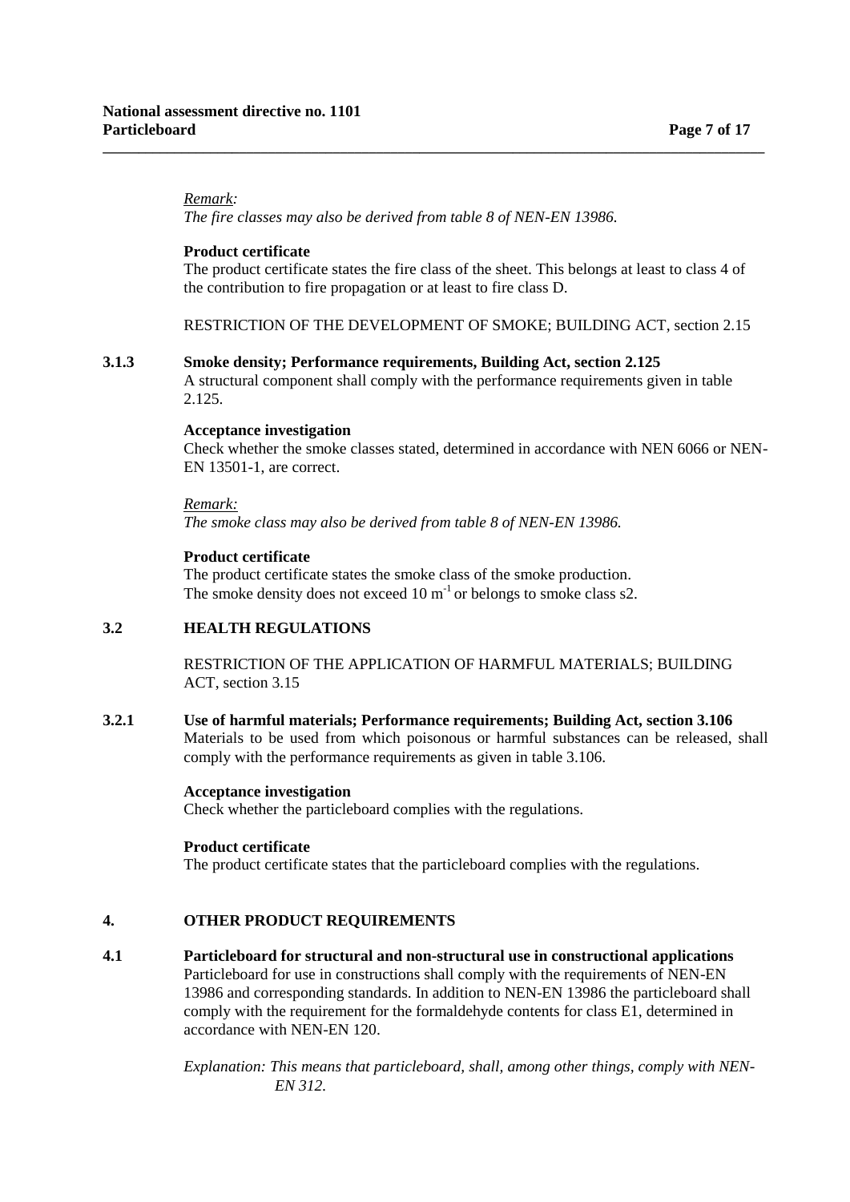*Remark:*
*The fire classes may also be derived from table 8 of NEN-EN 13986.*

**Product certificate**
The product certificate states the fire class of the sheet. This belongs at least to class 4 of the contribution to fire propagation or at least to fire class D.

RESTRICTION OF THE DEVELOPMENT OF SMOKE; BUILDING ACT, section 2.15

### 3.1.3 Smoke density; Performance requirements, Building Act, section 2.125

A structural component shall comply with the performance requirements given in table 2.125.

**Acceptance investigation**
Check whether the smoke classes stated, determined in accordance with NEN 6066 or NEN-EN 13501-1, are correct.

*Remark:*
*The smoke class may also be derived from table 8 of NEN-EN 13986.*

**Product certificate**
The product certificate states the smoke class of the smoke production.
The smoke density does not exceed 10 $m^{-1}$ or belongs to smoke class s2.

## 3.2 HEALTH REGULATIONS

RESTRICTION OF THE APPLICATION OF HARMFUL MATERIALS; BUILDING ACT, section 3.15

### 3.2.1 Use of harmful materials; Performance requirements; Building Act, section 3.106

Materials to be used from which poisonous or harmful substances can be released, shall comply with the performance requirements as given in table 3.106.

**Acceptance investigation**
Check whether the particleboard complies with the regulations.

**Product certificate**
The product certificate states that the particleboard complies with the regulations.

# 4. OTHER PRODUCT REQUIREMENTS

## 4.1 Particleboard for structural and non-structural use in constructional applications

Particleboard for use in constructions shall comply with the requirements of NEN-EN 13986 and corresponding standards. In addition to NEN-EN 13986 the particleboard shall comply with the requirement for the formaldehyde contents for class E1, determined in accordance with NEN-EN 120.

*Explanation: This means that particleboard, shall, among other things, comply with NEN-EN 312.*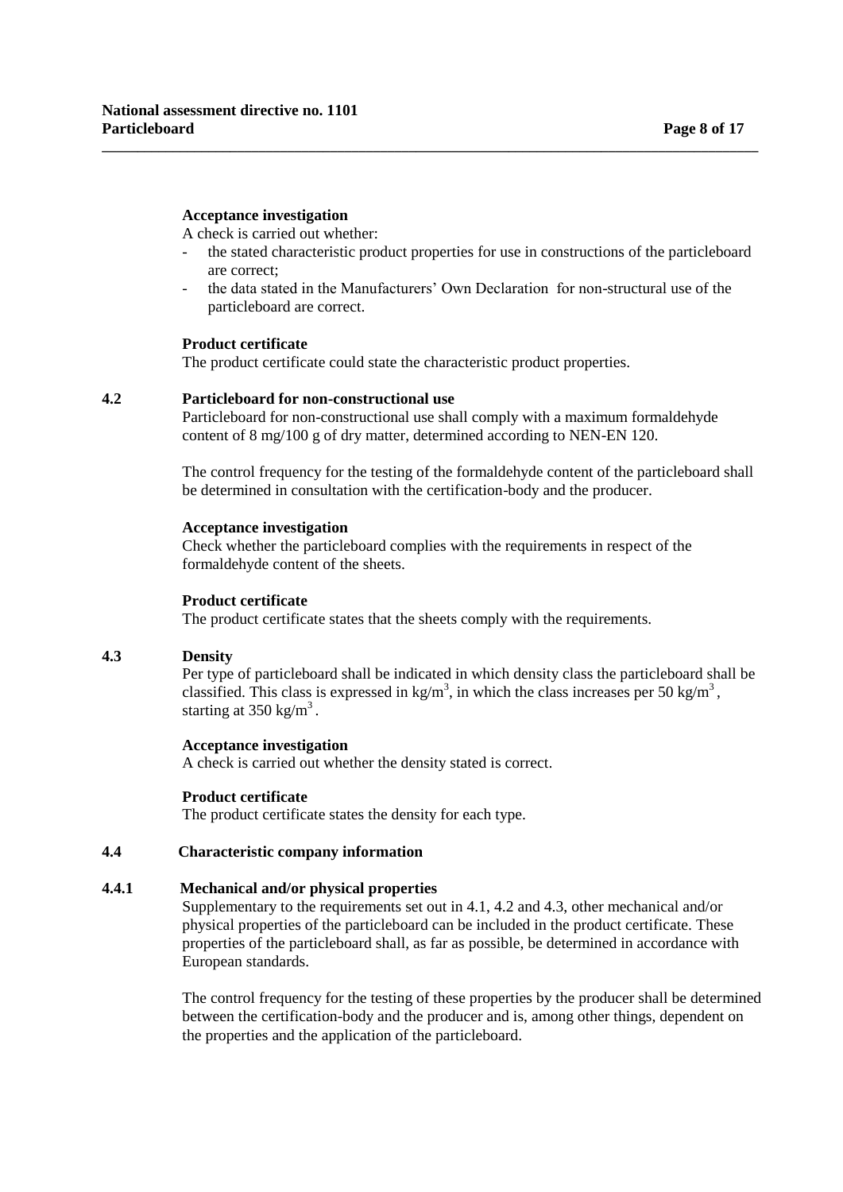**Acceptance investigation**

A check is carried out whether:

- the stated characteristic product properties for use in constructions of the particleboard are correct;
- the data stated in the Manufacturers' Own Declaration for non-structural use of the particleboard are correct.

**Product certificate**

The product certificate could state the characteristic product properties.

### 4.2 Particleboard for non-constructional use

Particleboard for non-constructional use shall comply with a maximum formaldehyde content of 8 mg/100 g of dry matter, determined according to NEN-EN 120.

The control frequency for the testing of the formaldehyde content of the particleboard shall be determined in consultation with the certification-body and the producer.

**Acceptance investigation**

Check whether the particleboard complies with the requirements in respect of the formaldehyde content of the sheets.

**Product certificate**

The product certificate states that the sheets comply with the requirements.

### 4.3 Density

Per type of particleboard shall be indicated in which density class the particleboard shall be classified. This class is expressed in $kg/m^3$, in which the class increases per 50 $kg/m^3$, starting at 350 $kg/m^3$.

**Acceptance investigation**

A check is carried out whether the density stated is correct.

**Product certificate**

The product certificate states the density for each type.

### 4.4 Characteristic company information

#### 4.4.1 Mechanical and/or physical properties

Supplementary to the requirements set out in 4.1, 4.2 and 4.3, other mechanical and/or physical properties of the particleboard can be included in the product certificate. These properties of the particleboard shall, as far as possible, be determined in accordance with European standards.

The control frequency for the testing of these properties by the producer shall be determined between the certification-body and the producer and is, among other things, dependent on the properties and the application of the particleboard.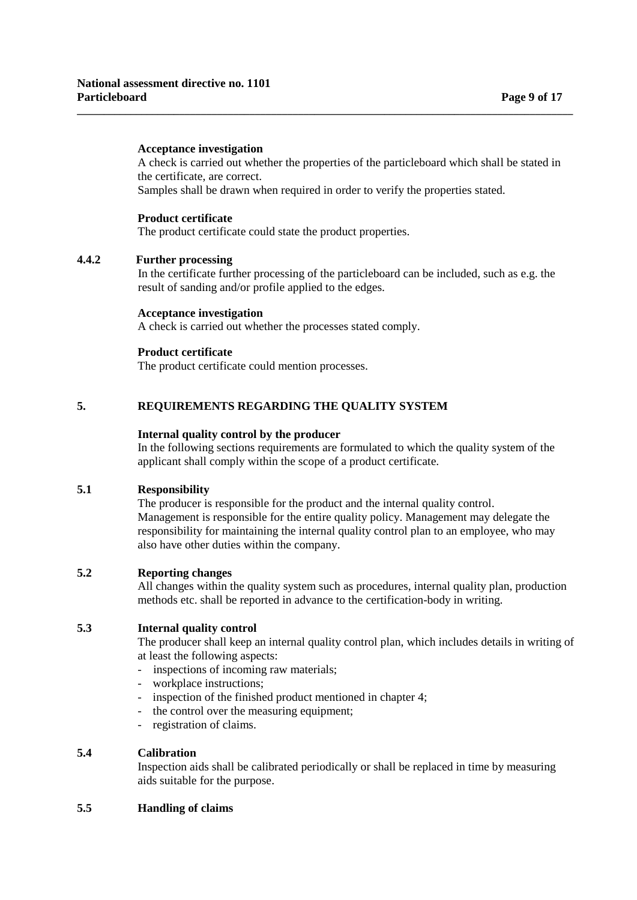**Acceptance investigation**

A check is carried out whether the properties of the particleboard which shall be stated in the certificate, are correct.
Samples shall be drawn when required in order to verify the properties stated.

**Product certificate**

The product certificate could state the product properties.

### 4.4.2 Further processing

In the certificate further processing of the particleboard can be included, such as e.g. the result of sanding and/or profile applied to the edges.

**Acceptance investigation**

A check is carried out whether the processes stated comply.

**Product certificate**

The product certificate could mention processes.

## 5. REQUIREMENTS REGARDING THE QUALITY SYSTEM

**Internal quality control by the producer**

In the following sections requirements are formulated to which the quality system of the applicant shall comply within the scope of a product certificate.

### 5.1 Responsibility

The producer is responsible for the product and the internal quality control.
Management is responsible for the entire quality policy. Management may delegate the responsibility for maintaining the internal quality control plan to an employee, who may also have other duties within the company.

### 5.2 Reporting changes

All changes within the quality system such as procedures, internal quality plan, production methods etc. shall be reported in advance to the certification-body in writing.

### 5.3 Internal quality control

The producer shall keep an internal quality control plan, which includes details in writing of at least the following aspects:

- inspections of incoming raw materials;
- workplace instructions;
- inspection of the finished product mentioned in chapter 4;
- the control over the measuring equipment;
- registration of claims.

### 5.4 Calibration

Inspection aids shall be calibrated periodically or shall be replaced in time by measuring aids suitable for the purpose.

### 5.5 Handling of claims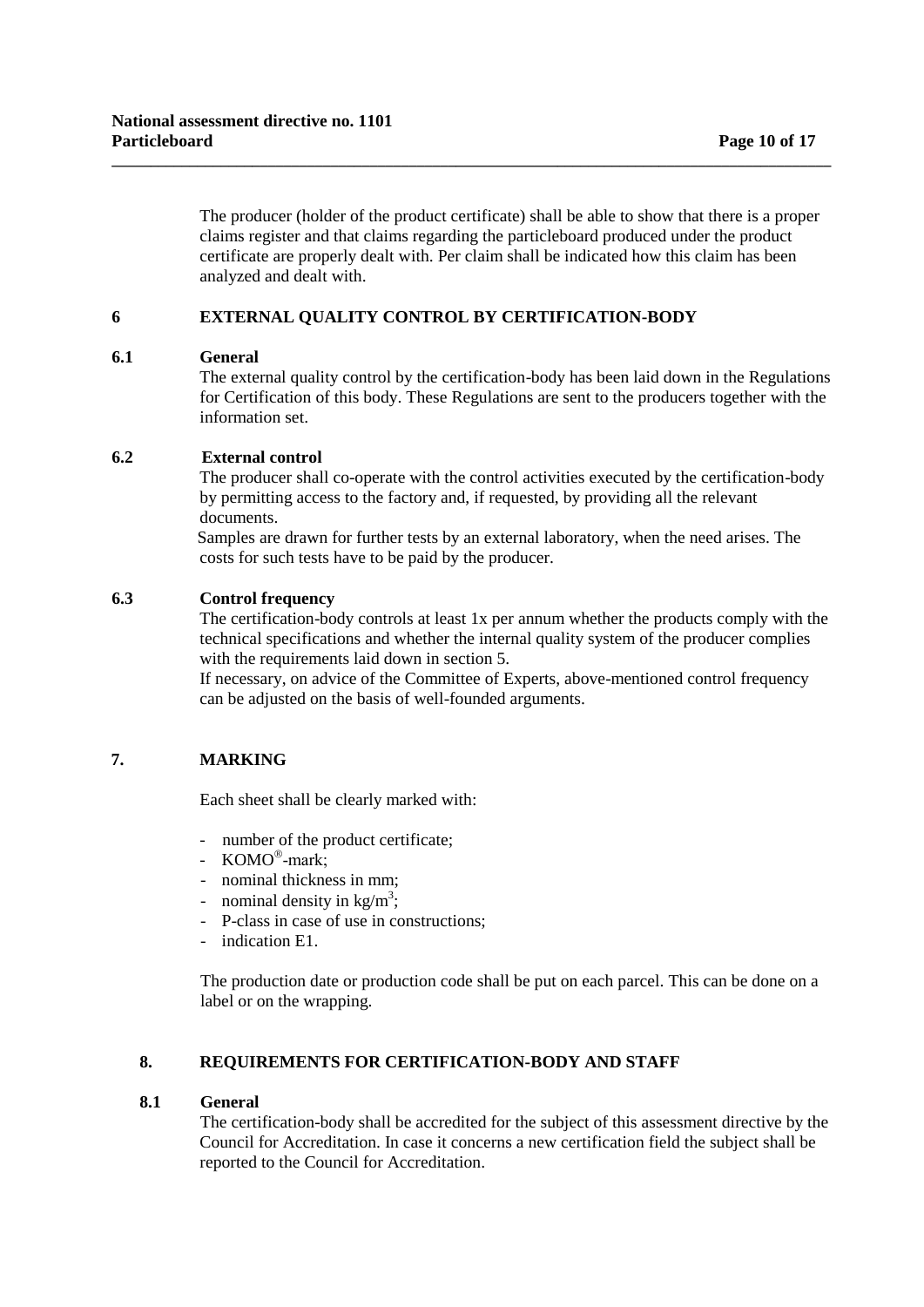The producer (holder of the product certificate) shall be able to show that there is a proper claims register and that claims regarding the particleboard produced under the product certificate are properly dealt with. Per claim shall be indicated how this claim has been analyzed and dealt with.

## 6 EXTERNAL QUALITY CONTROL BY CERTIFICATION-BODY

### 6.1 General

The external quality control by the certification-body has been laid down in the Regulations for Certification of this body. These Regulations are sent to the producers together with the information set.

### 6.2 External control

The producer shall co-operate with the control activities executed by the certification-body by permitting access to the factory and, if requested, by providing all the relevant documents.

Samples are drawn for further tests by an external laboratory, when the need arises. The costs for such tests have to be paid by the producer.

### 6.3 Control frequency

The certification-body controls at least 1x per annum whether the products comply with the technical specifications and whether the internal quality system of the producer complies with the requirements laid down in section 5.

If necessary, on advice of the Committee of Experts, above-mentioned control frequency can be adjusted on the basis of well-founded arguments.

## 7. MARKING

Each sheet shall be clearly marked with:

- number of the product certificate;
- KOMO®-mark;
- nominal thickness in mm;
- nominal density in $kg/m^3$;
- P-class in case of use in constructions;
- indication E1.

The production date or production code shall be put on each parcel. This can be done on a label or on the wrapping.

## 8. REQUIREMENTS FOR CERTIFICATION-BODY AND STAFF

### 8.1 General

The certification-body shall be accredited for the subject of this assessment directive by the Council for Accreditation. In case it concerns a new certification field the subject shall be reported to the Council for Accreditation.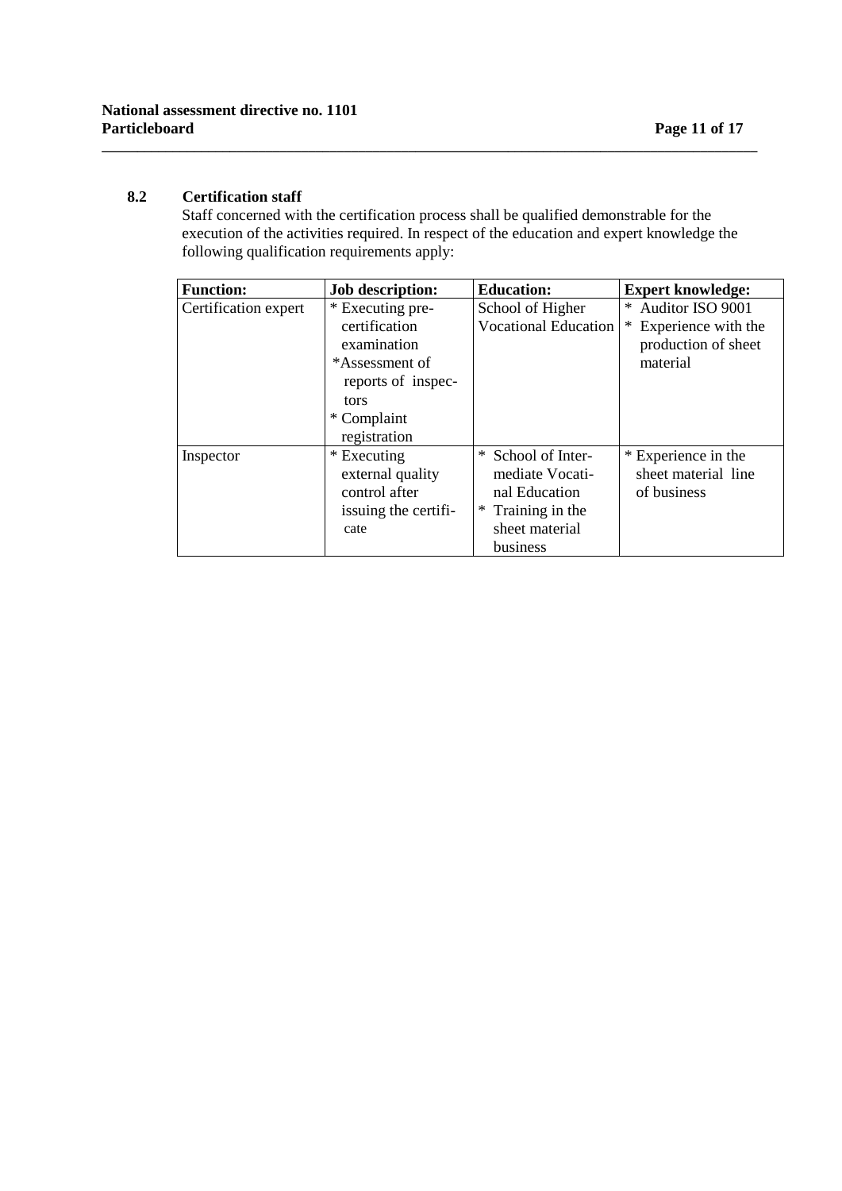### 8.2 Certification staff

Staff concerned with the certification process shall be qualified demonstrable for the execution of the activities required. In respect of the education and expert knowledge the following qualification requirements apply:

| **Function:** | **Job description:** | **Education:** | **Expert knowledge:** |
|---|---|---|---|
| Certification expert | * Executing pre-certification examination<br>*Assessment of reports of inspectors<br>* Complaint registration | School of Higher Vocational Education | * Auditor ISO 9001<br>* Experience with the production of sheet material |
| Inspector | * Executing external quality control after issuing the certificate | * School of Intermediate Vocatinal Education<br>* Training in the sheet material business | * Experience in the sheet material line of business |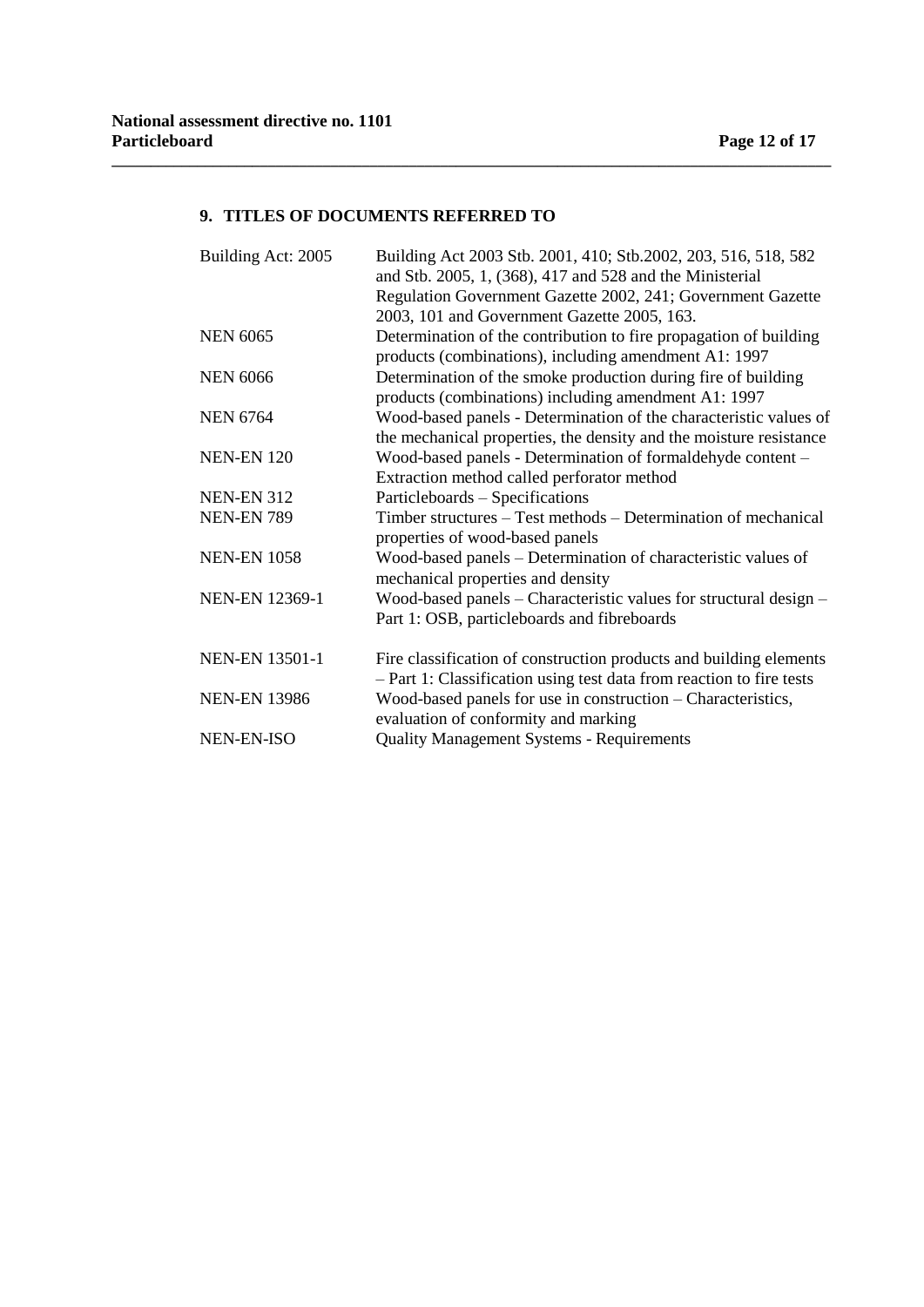## 9. TITLES OF DOCUMENTS REFERRED TO

| | |
|---|---|
| Building Act: 2005 | Building Act 2003 Stb. 2001, 410; Stb.2002, 203, 516, 518, 582 and Stb. 2005, 1, (368), 417 and 528 and the Ministerial Regulation Government Gazette 2002, 241; Government Gazette 2003, 101 and Government Gazette 2005, 163. |
| NEN 6065 | Determination of the contribution to fire propagation of building products (combinations), including amendment A1: 1997 |
| NEN 6066 | Determination of the smoke production during fire of building products (combinations) including amendment A1: 1997 |
| NEN 6764 | Wood-based panels - Determination of the characteristic values of the mechanical properties, the density and the moisture resistance |
| NEN-EN 120 | Wood-based panels - Determination of formaldehyde content – Extraction method called perforator method |
| NEN-EN 312 | Particleboards – Specifications |
| NEN-EN 789 | Timber structures – Test methods – Determination of mechanical properties of wood-based panels |
| NEN-EN 1058 | Wood-based panels – Determination of characteristic values of mechanical properties and density |
| NEN-EN 12369-1 | Wood-based panels – Characteristic values for structural design – Part 1: OSB, particleboards and fibreboards |
| NEN-EN 13501-1 | Fire classification of construction products and building elements – Part 1: Classification using test data from reaction to fire tests |
| NEN-EN 13986 | Wood-based panels for use in construction – Characteristics, evaluation of conformity and marking |
| NEN-EN-ISO | Quality Management Systems - Requirements |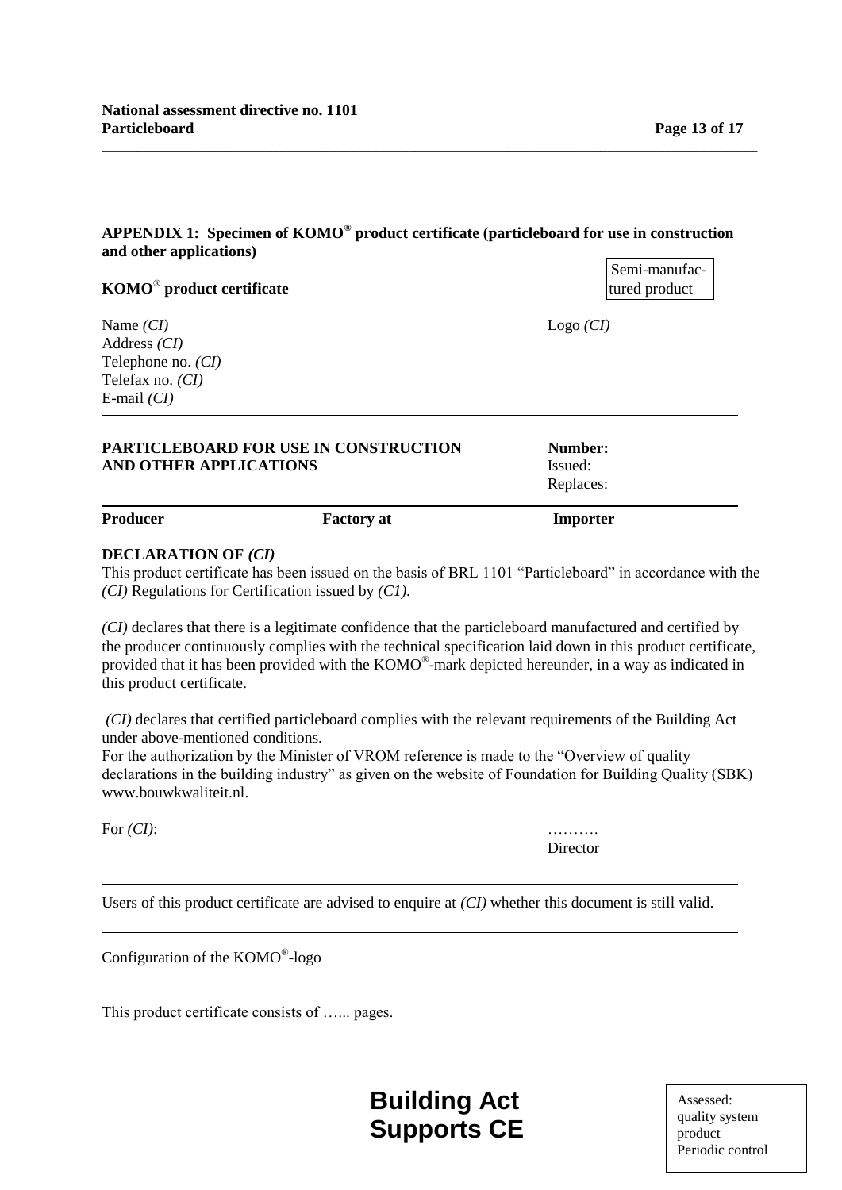## APPENDIX 1: Specimen of KOMO® product certificate (particleboard for use in construction and other applications)

Semi-manufac-tured product

**KOMO® product certificate**

Name *(CI)*
Address *(CI)*
Telephone no. *(CI)*
Telefax no. *(CI)*
E-mail *(CI)*

Logo *(CI)*

**PARTICLEBOARD FOR USE IN CONSTRUCTION AND OTHER APPLICATIONS**

**Number:**
Issued:
Replaces:

| **Producer** | **Factory at** | **Importer** |
|---|---|---|

**DECLARATION OF *(CI)***

This product certificate has been issued on the basis of BRL 1101 "Particleboard" in accordance with the *(CI)* Regulations for Certification issued by *(C1)*.

*(CI)* declares that there is a legitimate confidence that the particleboard manufactured and certified by the producer continuously complies with the technical specification laid down in this product certificate, provided that it has been provided with the KOMO®-mark depicted hereunder, in a way as indicated in this product certificate.

*(CI)* declares that certified particleboard complies with the relevant requirements of the Building Act under above-mentioned conditions.

For the authorization by the Minister of VROM reference is made to the "Overview of quality declarations in the building industry" as given on the website of Foundation for Building Quality (SBK) www.bouwkwaliteit.nl.

For *(CI)*:

……….
Director

Users of this product certificate are advised to enquire at *(CI)* whether this document is still valid.

Configuration of the KOMO®-logo

This product certificate consists of …... pages.

**Building Act**
**Supports CE**

Assessed:
quality system
product
Periodic control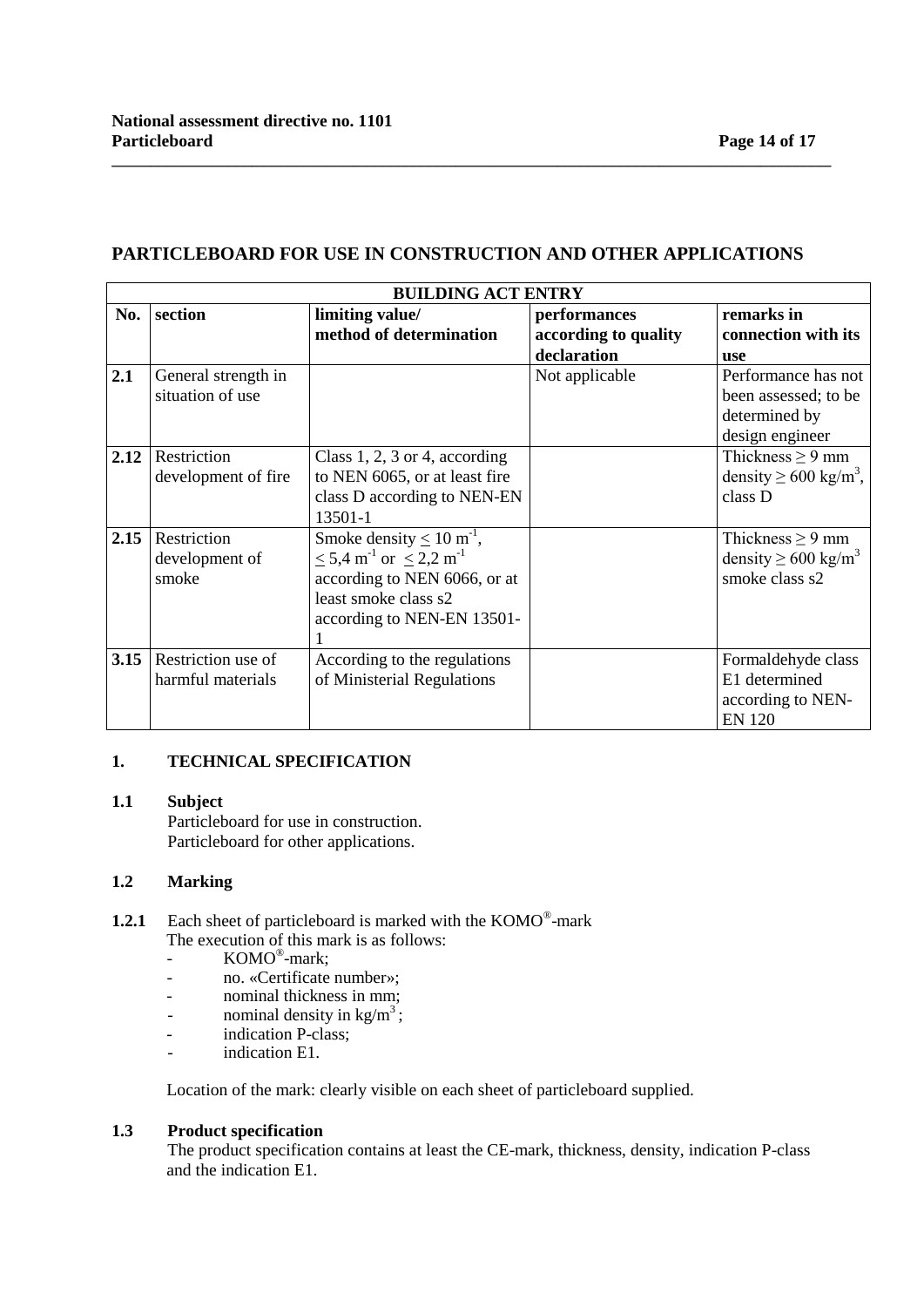## PARTICLEBOARD FOR USE IN CONSTRUCTION AND OTHER APPLICATIONS

| BUILDING ACT ENTRY | | | | |
|---|---|---|---|---|
| **No.** | **section** | **limiting value/ method of determination** | **performances according to quality declaration** | **remarks in connection with its use** |
| **2.1** | General strength in situation of use | | Not applicable | Performance has not been assessed; to be determined by design engineer |
| **2.12** | Restriction development of fire | Class 1, 2, 3 or 4, according to NEN 6065, or at least fire class D according to NEN-EN 13501-1 | | Thickness $\geq$ 9 mm density $\geq$ 600 kg/m$^3$, class D |
| **2.15** | Restriction development of smoke | Smoke density $\leq$ 10 m$^{-1}$, $\leq$ 5,4 m$^{-1}$ or $\leq$ 2,2 m$^{-1}$ according to NEN 6066, or at least smoke class s2 according to NEN-EN 13501-1 | | Thickness $\geq$ 9 mm density $\geq$ 600 kg/m$^3$ smoke class s2 |
| **3.15** | Restriction use of harmful materials | According to the regulations of Ministerial Regulations | | Formaldehyde class E1 determined according to NEN-EN 120 |

### 1. TECHNICAL SPECIFICATION

#### 1.1 Subject

Particleboard for use in construction.
Particleboard for other applications.

#### 1.2 Marking

**1.2.1** Each sheet of particleboard is marked with the KOMO®-mark
The execution of this mark is as follows:

- KOMO®-mark;
- no. «Certificate number»;
- nominal thickness in mm;
- nominal density in kg/m$^3$;
- indication P-class;
- indication E1.

Location of the mark: clearly visible on each sheet of particleboard supplied.

#### 1.3 Product specification

The product specification contains at least the CE-mark, thickness, density, indication P-class and the indication E1.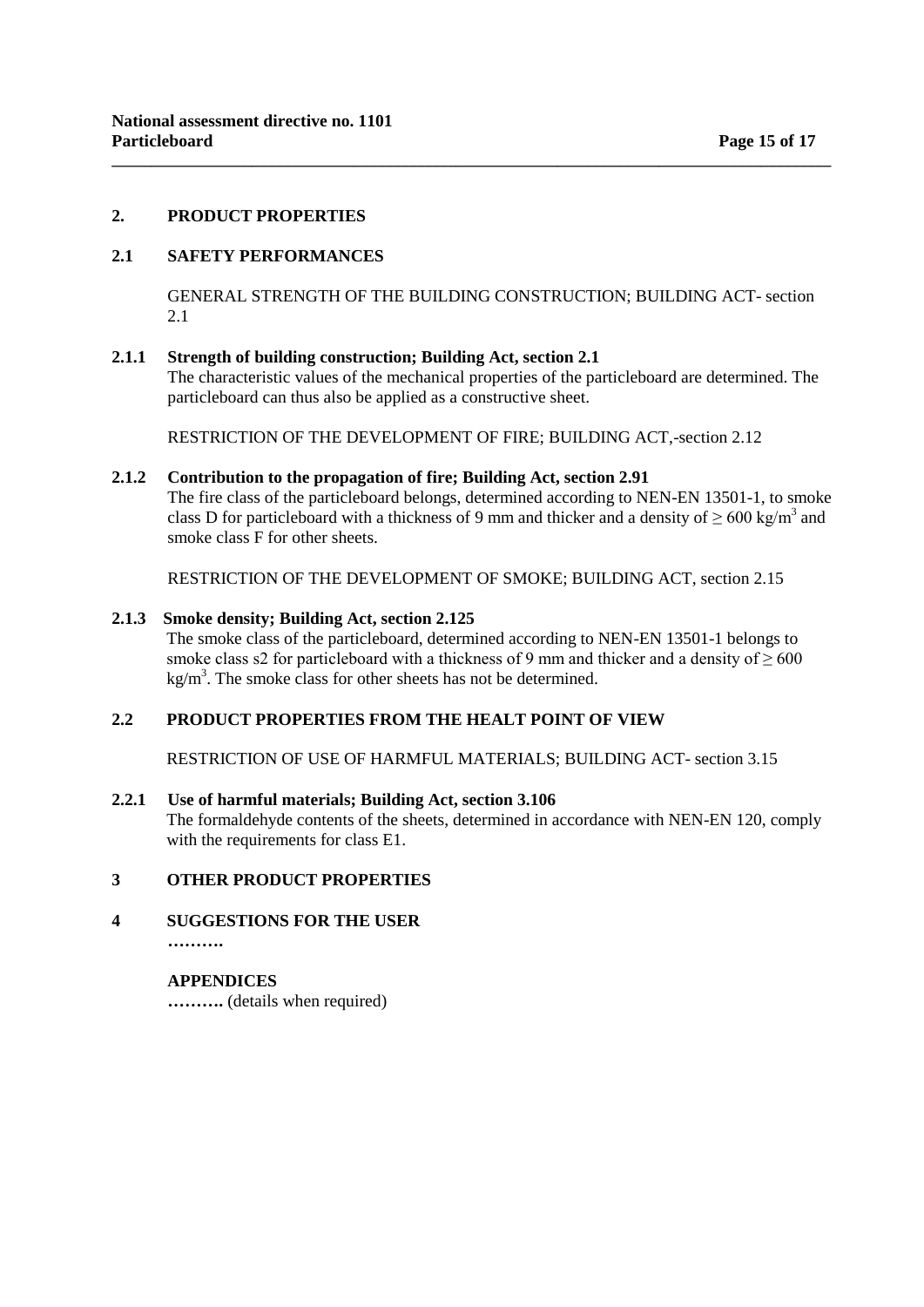## 2. PRODUCT PROPERTIES

### 2.1 SAFETY PERFORMANCES

GENERAL STRENGTH OF THE BUILDING CONSTRUCTION; BUILDING ACT- section 2.1

**2.1.1 Strength of building construction; Building Act, section 2.1**

The characteristic values of the mechanical properties of the particleboard are determined. The particleboard can thus also be applied as a constructive sheet.

RESTRICTION OF THE DEVELOPMENT OF FIRE; BUILDING ACT,-section 2.12

**2.1.2 Contribution to the propagation of fire; Building Act, section 2.91**

The fire class of the particleboard belongs, determined according to NEN-EN 13501-1, to smoke class D for particleboard with a thickness of 9 mm and thicker and a density of ≥ 600 kg/m$^3$ and smoke class F for other sheets.

RESTRICTION OF THE DEVELOPMENT OF SMOKE; BUILDING ACT, section 2.15

**2.1.3 Smoke density; Building Act, section 2.125**

The smoke class of the particleboard, determined according to NEN-EN 13501-1 belongs to smoke class s2 for particleboard with a thickness of 9 mm and thicker and a density of ≥ 600 kg/m$^3$. The smoke class for other sheets has not be determined.

### 2.2 PRODUCT PROPERTIES FROM THE HEALT POINT OF VIEW

RESTRICTION OF USE OF HARMFUL MATERIALS; BUILDING ACT- section 3.15

**2.2.1 Use of harmful materials; Building Act, section 3.106**

The formaldehyde contents of the sheets, determined in accordance with NEN-EN 120, comply with the requirements for class E1.

## 3 OTHER PRODUCT PROPERTIES

## 4 SUGGESTIONS FOR THE USER

**……….**

**APPENDICES**

**……….** (details when required)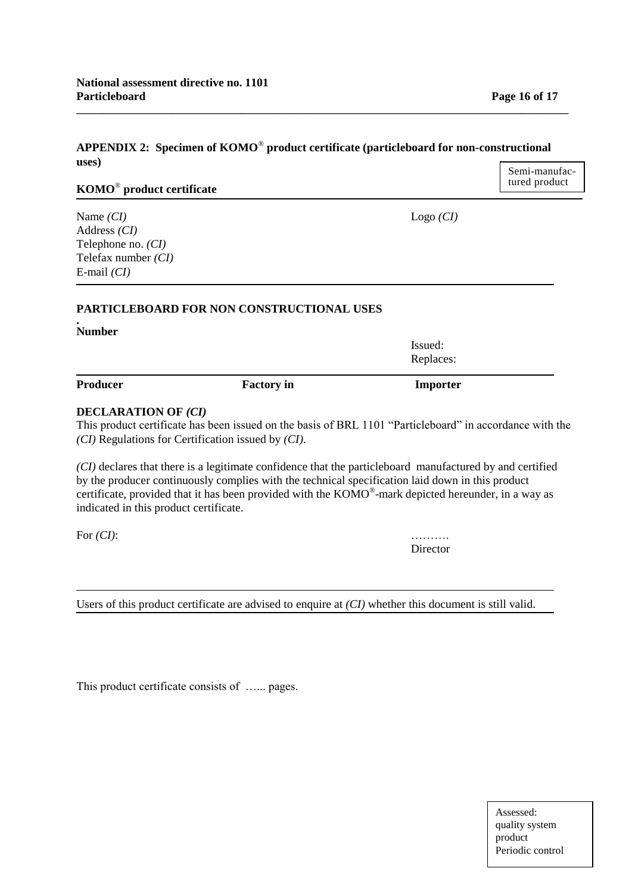## APPENDIX 2: Specimen of KOMO® product certificate (particleboard for non-constructional uses)

Semi-manufac-tured product

**KOMO® product certificate**

Name *(CI)*
Address *(CI)*
Telephone no. *(CI)*
Telefax number *(CI)*
E-mail *(CI)*

Logo *(CI)*

**PARTICLEBOARD FOR NON CONSTRUCTIONAL USES**

**.**
**Number**

Issued:
Replaces:

| **Producer** | **Factory in** | **Importer** |
|---|---|---|

**DECLARATION OF** ***(CI)***

This product certificate has been issued on the basis of BRL 1101 "Particleboard" in accordance with the *(CI)* Regulations for Certification issued by *(CI)*.

*(CI)* declares that there is a legitimate confidence that the particleboard manufactured by and certified by the producer continuously complies with the technical specification laid down in this product certificate, provided that it has been provided with the KOMO®-mark depicted hereunder, in a way as indicated in this product certificate.

For *(CI)*: ……….
Director

Users of this product certificate are advised to enquire at *(CI)* whether this document is still valid.

This product certificate consists of …... pages.

Assessed:
quality system
product
Periodic control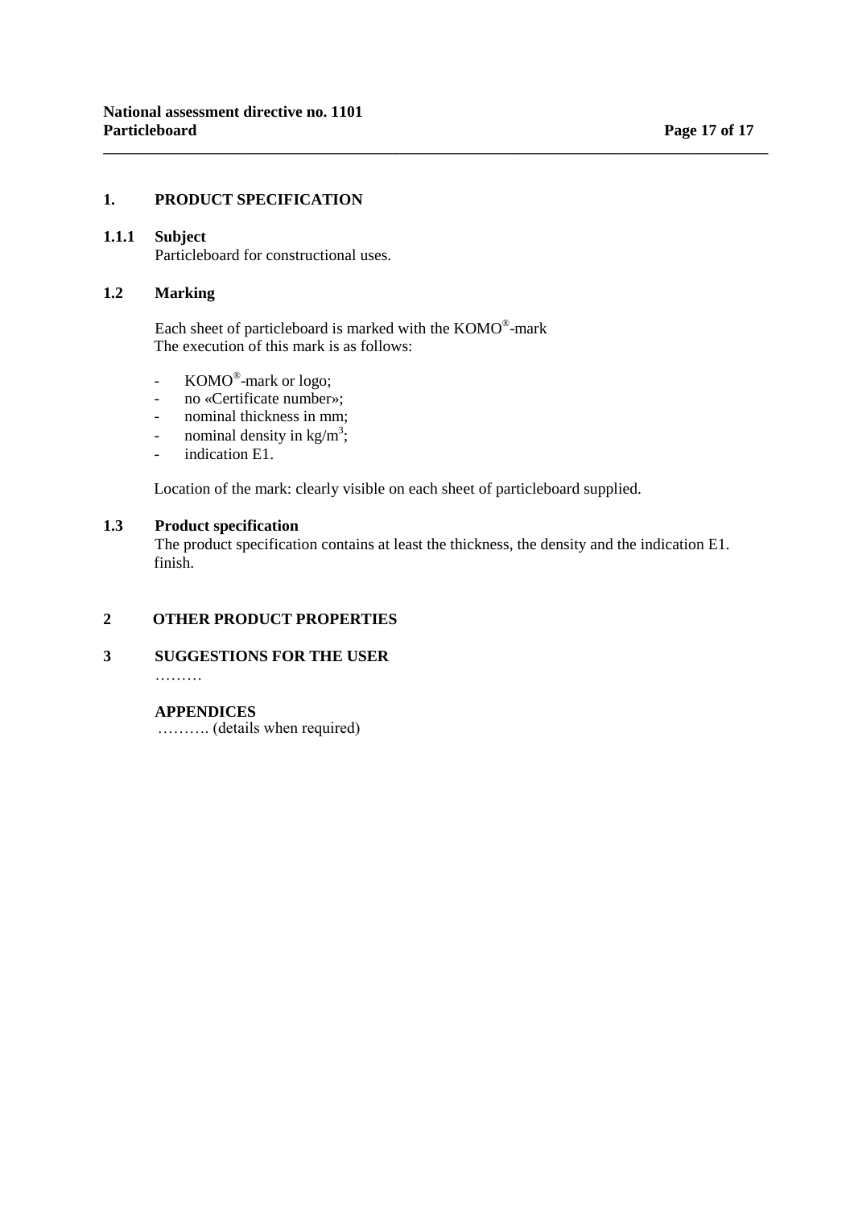## 1. PRODUCT SPECIFICATION

### 1.1.1 Subject

Particleboard for constructional uses.

### 1.2 Marking

Each sheet of particleboard is marked with the KOMO®-mark
The execution of this mark is as follows:

- KOMO®-mark or logo;
- no «Certificate number»;
- nominal thickness in mm;
- nominal density in kg/m$^3$;
- indication E1.

Location of the mark: clearly visible on each sheet of particleboard supplied.

### 1.3 Product specification

The product specification contains at least the thickness, the density and the indication E1. finish.

## 2 OTHER PRODUCT PROPERTIES

## 3 SUGGESTIONS FOR THE USER

………

### APPENDICES

………. (details when required)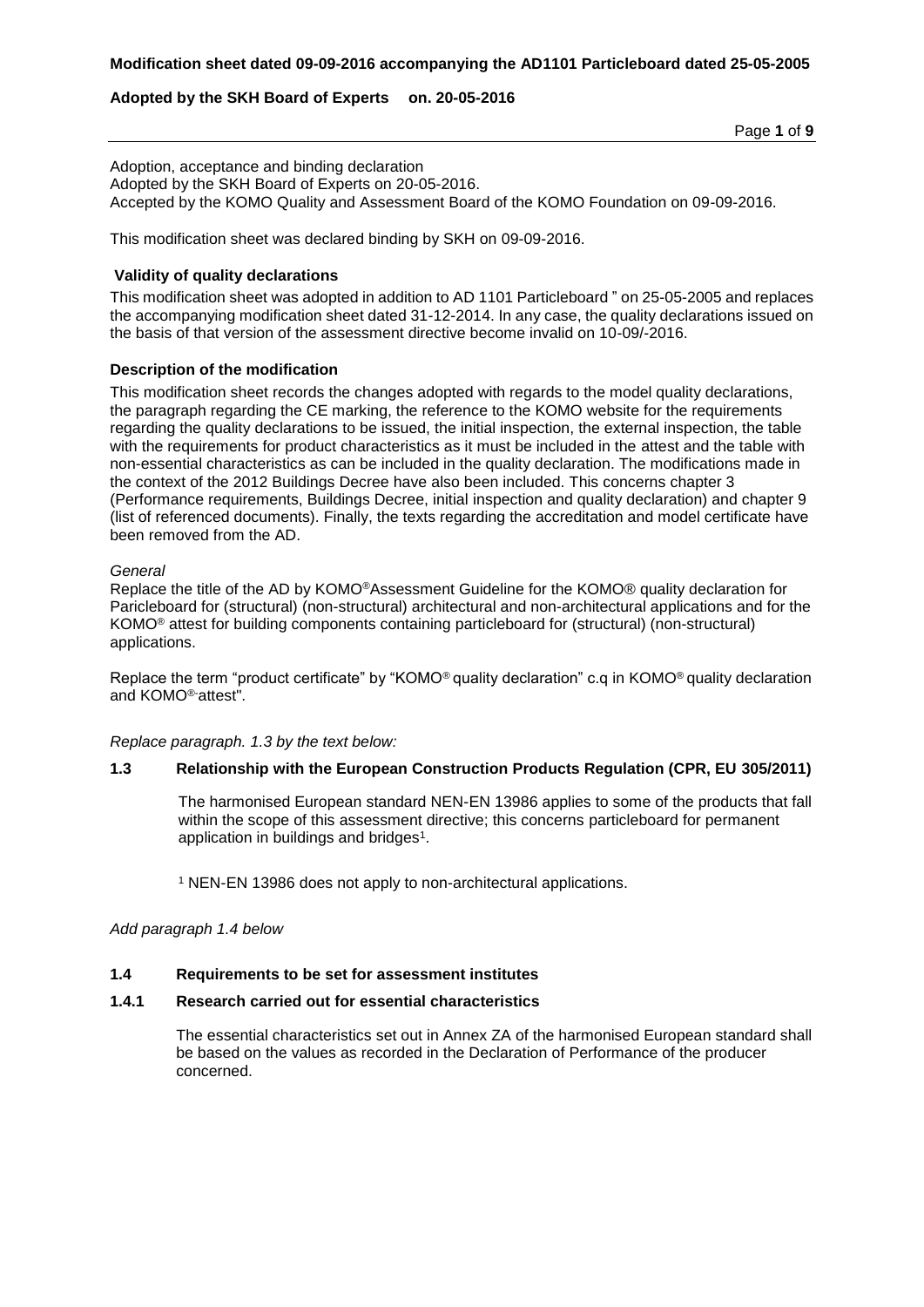Adoption, acceptance and binding declaration
Adopted by the SKH Board of Experts on 20-05-2016.
Accepted by the KOMO Quality and Assessment Board of the KOMO Foundation on 09-09-2016.

This modification sheet was declared binding by SKH on 09-09-2016.

### Validity of quality declarations

This modification sheet was adopted in addition to AD 1101 Particleboard " on 25-05-2005 and replaces the accompanying modification sheet dated 31-12-2014. In any case, the quality declarations issued on the basis of that version of the assessment directive become invalid on 10-09/-2016.

### Description of the modification

This modification sheet records the changes adopted with regards to the model quality declarations, the paragraph regarding the CE marking, the reference to the KOMO website for the requirements regarding the quality declarations to be issued, the initial inspection, the external inspection, the table with the requirements for product characteristics as it must be included in the attest and the table with non-essential characteristics as can be included in the quality declaration. The modifications made in the context of the 2012 Buildings Decree have also been included. This concerns chapter 3 (Performance requirements, Buildings Decree, initial inspection and quality declaration) and chapter 9 (list of referenced documents). Finally, the texts regarding the accreditation and model certificate have been removed from the AD.

*General*

Replace the title of the AD by KOMO®Assessment Guideline for the KOMO® quality declaration for Paricleboard for (structural) (non-structural) architectural and non-architectural applications and for the KOMO® attest for building components containing particleboard for (structural) (non-structural) applications.

Replace the term "product certificate" by "KOMO® quality declaration" c.q in KOMO® quality declaration and KOMO®-attest".

*Replace paragraph. 1.3 by the text below:*

### 1.3 Relationship with the European Construction Products Regulation (CPR, EU 305/2011)

The harmonised European standard NEN-EN 13986 applies to some of the products that fall within the scope of this assessment directive; this concerns particleboard for permanent application in buildings and bridges[1].

[1] NEN-EN 13986 does not apply to non-architectural applications.

*Add paragraph 1.4 below*

### 1.4 Requirements to be set for assessment institutes

#### 1.4.1 Research carried out for essential characteristics

The essential characteristics set out in Annex ZA of the harmonised European standard shall be based on the values as recorded in the Declaration of Performance of the producer concerned.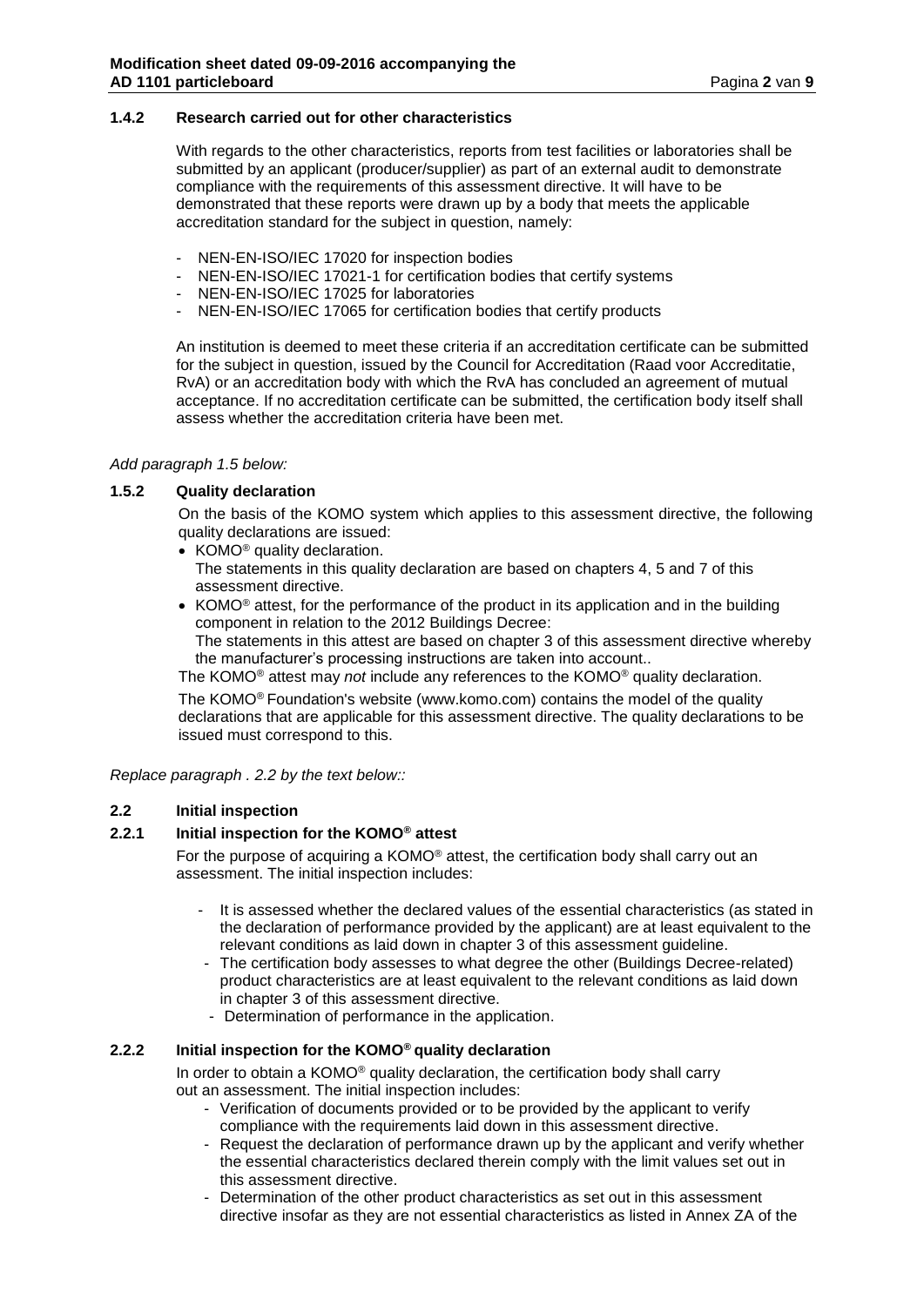### 1.4.2 Research carried out for other characteristics

With regards to the other characteristics, reports from test facilities or laboratories shall be submitted by an applicant (producer/supplier) as part of an external audit to demonstrate compliance with the requirements of this assessment directive. It will have to be demonstrated that these reports were drawn up by a body that meets the applicable accreditation standard for the subject in question, namely:

- NEN-EN-ISO/IEC 17020 for inspection bodies
- NEN-EN-ISO/IEC 17021-1 for certification bodies that certify systems
- NEN-EN-ISO/IEC 17025 for laboratories
- NEN-EN-ISO/IEC 17065 for certification bodies that certify products

An institution is deemed to meet these criteria if an accreditation certificate can be submitted for the subject in question, issued by the Council for Accreditation (Raad voor Accreditatie, RvA) or an accreditation body with which the RvA has concluded an agreement of mutual acceptance. If no accreditation certificate can be submitted, the certification body itself shall assess whether the accreditation criteria have been met.

*Add paragraph 1.5 below:*

### 1.5.2 Quality declaration

On the basis of the KOMO system which applies to this assessment directive, the following quality declarations are issued:

- KOMO® quality declaration.
  The statements in this quality declaration are based on chapters 4, 5 and 7 of this assessment directive.
- KOMO® attest, for the performance of the product in its application and in the building component in relation to the 2012 Buildings Decree:
  The statements in this attest are based on chapter 3 of this assessment directive whereby the manufacturer's processing instructions are taken into account..

The KOMO® attest may *not* include any references to the KOMO® quality declaration.

The KOMO® Foundation's website (www.komo.com) contains the model of the quality declarations that are applicable for this assessment directive. The quality declarations to be issued must correspond to this.

*Replace paragraph . 2.2 by the text below::*

## 2.2 Initial inspection

### 2.2.1 Initial inspection for the KOMO® attest

For the purpose of acquiring a KOMO® attest, the certification body shall carry out an assessment. The initial inspection includes:

- It is assessed whether the declared values of the essential characteristics (as stated in the declaration of performance provided by the applicant) are at least equivalent to the relevant conditions as laid down in chapter 3 of this assessment guideline.
- The certification body assesses to what degree the other (Buildings Decree-related) product characteristics are at least equivalent to the relevant conditions as laid down in chapter 3 of this assessment directive.
- Determination of performance in the application.

### 2.2.2 Initial inspection for the KOMO® quality declaration

In order to obtain a KOMO® quality declaration, the certification body shall carry out an assessment. The initial inspection includes:

- Verification of documents provided or to be provided by the applicant to verify compliance with the requirements laid down in this assessment directive.
- Request the declaration of performance drawn up by the applicant and verify whether the essential characteristics declared therein comply with the limit values set out in this assessment directive.
- Determination of the other product characteristics as set out in this assessment directive insofar as they are not essential characteristics as listed in Annex ZA of the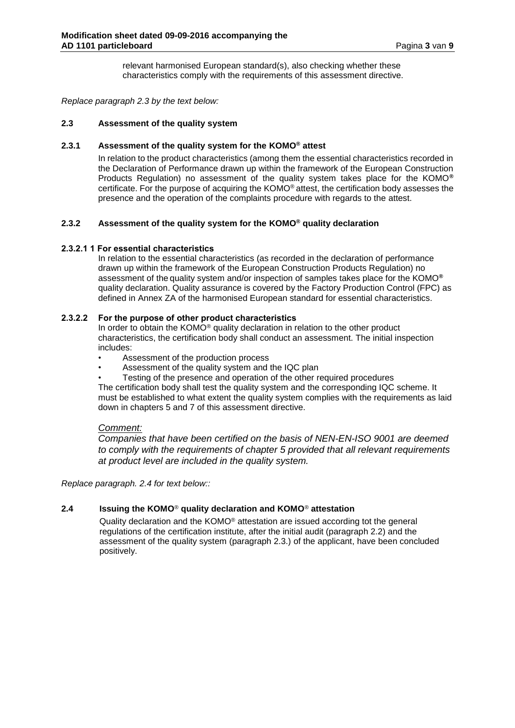relevant harmonised European standard(s), also checking whether these characteristics comply with the requirements of this assessment directive.

*Replace paragraph 2.3 by the text below:*

### 2.3 Assessment of the quality system

#### 2.3.1 Assessment of the quality system for the KOMO® attest

In relation to the product characteristics (among them the essential characteristics recorded in the Declaration of Performance drawn up within the framework of the European Construction Products Regulation) no assessment of the quality system takes place for the KOMO® certificate. For the purpose of acquiring the KOMO® attest, the certification body assesses the presence and the operation of the complaints procedure with regards to the attest.

#### 2.3.2 Assessment of the quality system for the KOMO® quality declaration

##### 2.3.2.1 1 For essential characteristics

In relation to the essential characteristics (as recorded in the declaration of performance drawn up within the framework of the European Construction Products Regulation) no assessment of the quality system and/or inspection of samples takes place for the KOMO® quality declaration. Quality assurance is covered by the Factory Production Control (FPC) as defined in Annex ZA of the harmonised European standard for essential characteristics.

##### 2.3.2.2 For the purpose of other product characteristics

In order to obtain the KOMO® quality declaration in relation to the other product characteristics, the certification body shall conduct an assessment. The initial inspection includes:

- Assessment of the production process
- Assessment of the quality system and the IQC plan
- Testing of the presence and operation of the other required procedures

The certification body shall test the quality system and the corresponding IQC scheme. It must be established to what extent the quality system complies with the requirements as laid down in chapters 5 and 7 of this assessment directive.

*Comment:*

*Companies that have been certified on the basis of NEN-EN-ISO 9001 are deemed to comply with the requirements of chapter 5 provided that all relevant requirements at product level are included in the quality system.*

*Replace paragraph. 2.4 for text below::*

### 2.4 Issuing the KOMO® quality declaration and KOMO® attestation

Quality declaration and the KOMO® attestation are issued according tot the general regulations of the certification institute, after the initial audit (paragraph 2.2) and the assessment of the quality system (paragraph 2.3.) of the applicant, have been concluded positively.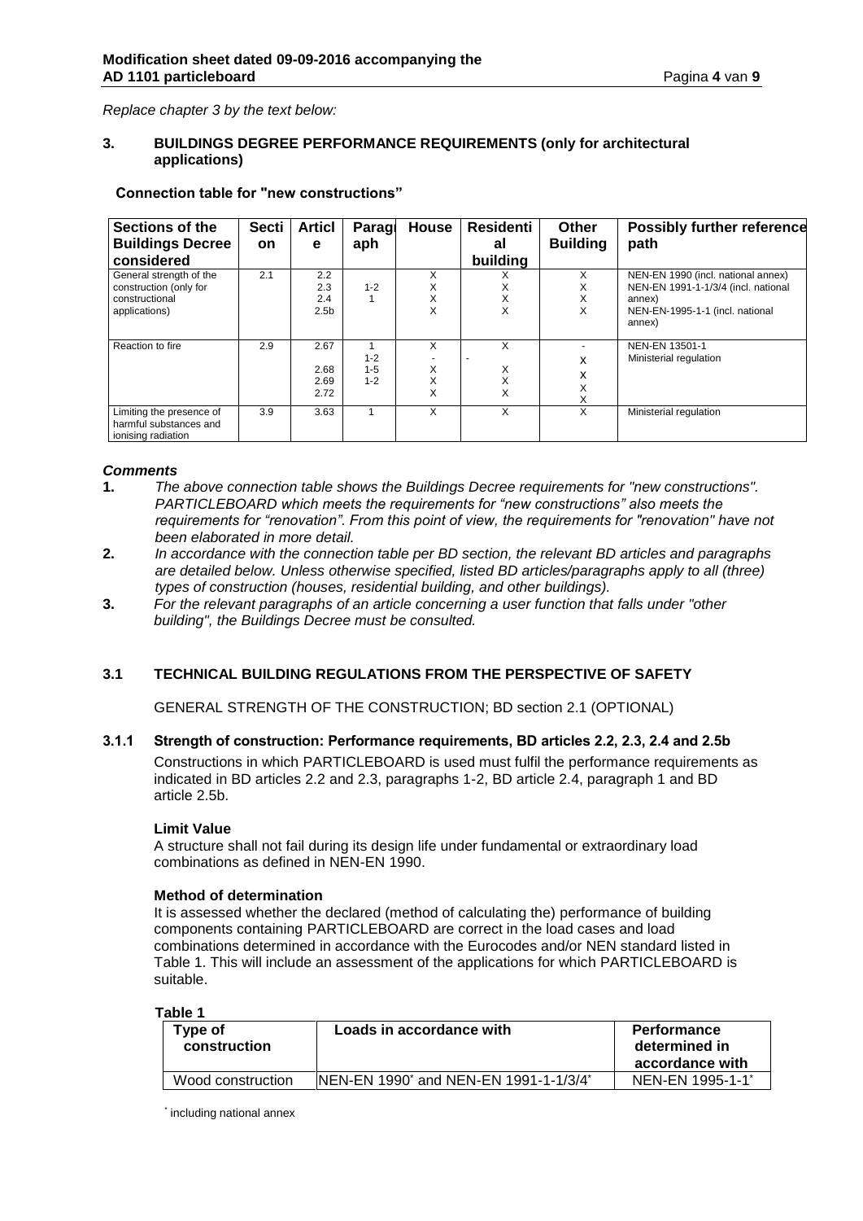*Replace chapter 3 by the text below:*

## 3. BUILDINGS DEGREE PERFORMANCE REQUIREMENTS (only for architectural applications)

**Connection table for "new constructions"**

| Sections of the Buildings Decree considered | Section | Article | Paragraph | House | Residential building | Other Building | Possibly further reference path |
|---|---|---|---|---|---|---|---|
| General strength of the construction (only for constructional applications) | 2.1 | 2.2<br>2.3<br>2.4<br>2.5b | <br>1-2<br>1<br> | X<br>X<br>X<br>X | X<br>X<br>X<br>X | X<br>X<br>X<br>X | NEN-EN 1990 (incl. national annex)<br>NEN-EN 1991-1-1/3/4 (incl. national annex)<br>NEN-EN-1995-1-1 (incl. national annex) |
| Reaction to fire | 2.9 | 2.67<br><br>2.68<br>2.69<br>2.72 | 1<br>1-2<br>1-5<br>1-2 | X<br>-<br>X<br>X<br>X | X<br>-<br>X<br>X<br>X | -<br>X<br>X<br>X<br>X | NEN-EN 13501-1<br>Ministerial regulation |
| Limiting the presence of harmful substances and ionising radiation | 3.9 | 3.63 | 1 | X | X | X | Ministerial regulation |

***Comments***

1. *The above connection table shows the Buildings Decree requirements for "new constructions". PARTICLEBOARD which meets the requirements for "new constructions" also meets the requirements for "renovation". From this point of view, the requirements for "renovation" have not been elaborated in more detail.*
2. *In accordance with the connection table per BD section, the relevant BD articles and paragraphs are detailed below. Unless otherwise specified, listed BD articles/paragraphs apply to all (three) types of construction (houses, residential building, and other buildings).*
3. *For the relevant paragraphs of an article concerning a user function that falls under "other building", the Buildings Decree must be consulted.*

### 3.1 TECHNICAL BUILDING REGULATIONS FROM THE PERSPECTIVE OF SAFETY

GENERAL STRENGTH OF THE CONSTRUCTION; BD section 2.1 (OPTIONAL)

#### 3.1.1 Strength of construction: Performance requirements, BD articles 2.2, 2.3, 2.4 and 2.5b

Constructions in which PARTICLEBOARD is used must fulfil the performance requirements as indicated in BD articles 2.2 and 2.3, paragraphs 1-2, BD article 2.4, paragraph 1 and BD article 2.5b.

**Limit Value**

A structure shall not fail during its design life under fundamental or extraordinary load combinations as defined in NEN-EN 1990.

**Method of determination**

It is assessed whether the declared (method of calculating the) performance of building components containing PARTICLEBOARD are correct in the load cases and load combinations determined in accordance with the Eurocodes and/or NEN standard listed in Table 1. This will include an assessment of the applications for which PARTICLEBOARD is suitable.

**Table 1**

| Type of construction | Loads in accordance with | Performance determined in accordance with |
|---|---|---|
| Wood construction | NEN-EN 1990* and NEN-EN 1991-1-1/3/4* | NEN-EN 1995-1-1* |

* including national annex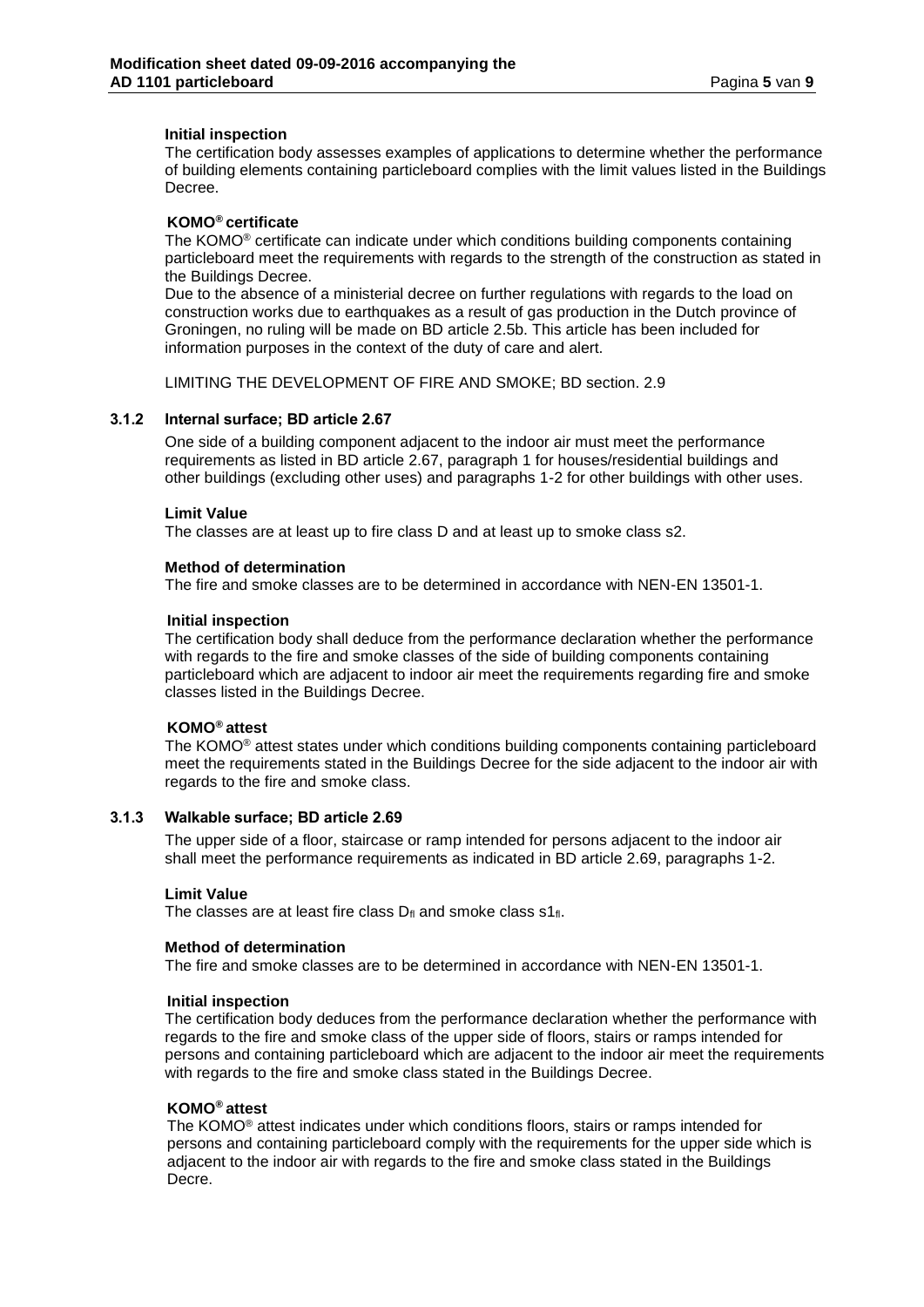**Initial inspection**

The certification body assesses examples of applications to determine whether the performance of building elements containing particleboard complies with the limit values listed in the Buildings Decree.

**KOMO® certificate**

The KOMO® certificate can indicate under which conditions building components containing particleboard meet the requirements with regards to the strength of the construction as stated in the Buildings Decree.

Due to the absence of a ministerial decree on further regulations with regards to the load on construction works due to earthquakes as a result of gas production in the Dutch province of Groningen, no ruling will be made on BD article 2.5b. This article has been included for information purposes in the context of the duty of care and alert.

LIMITING THE DEVELOPMENT OF FIRE AND SMOKE; BD section. 2.9

### 3.1.2 Internal surface; BD article 2.67

One side of a building component adjacent to the indoor air must meet the performance requirements as listed in BD article 2.67, paragraph 1 for houses/residential buildings and other buildings (excluding other uses) and paragraphs 1-2 for other buildings with other uses.

**Limit Value**

The classes are at least up to fire class D and at least up to smoke class s2.

**Method of determination**

The fire and smoke classes are to be determined in accordance with NEN-EN 13501-1.

**Initial inspection**

The certification body shall deduce from the performance declaration whether the performance with regards to the fire and smoke classes of the side of building components containing particleboard which are adjacent to indoor air meet the requirements regarding fire and smoke classes listed in the Buildings Decree.

**KOMO® attest**

The KOMO® attest states under which conditions building components containing particleboard meet the requirements stated in the Buildings Decree for the side adjacent to the indoor air with regards to the fire and smoke class.

### 3.1.3 Walkable surface; BD article 2.69

The upper side of a floor, staircase or ramp intended for persons adjacent to the indoor air shall meet the performance requirements as indicated in BD article 2.69, paragraphs 1-2.

**Limit Value**

The classes are at least fire class $D_{fl}$ and smoke class $s1_{fl}$.

**Method of determination**

The fire and smoke classes are to be determined in accordance with NEN-EN 13501-1.

**Initial inspection**

The certification body deduces from the performance declaration whether the performance with regards to the fire and smoke class of the upper side of floors, stairs or ramps intended for persons and containing particleboard which are adjacent to the indoor air meet the requirements with regards to the fire and smoke class stated in the Buildings Decree.

**KOMO® attest**

The KOMO® attest indicates under which conditions floors, stairs or ramps intended for persons and containing particleboard comply with the requirements for the upper side which is adjacent to the indoor air with regards to the fire and smoke class stated in the Buildings Decre.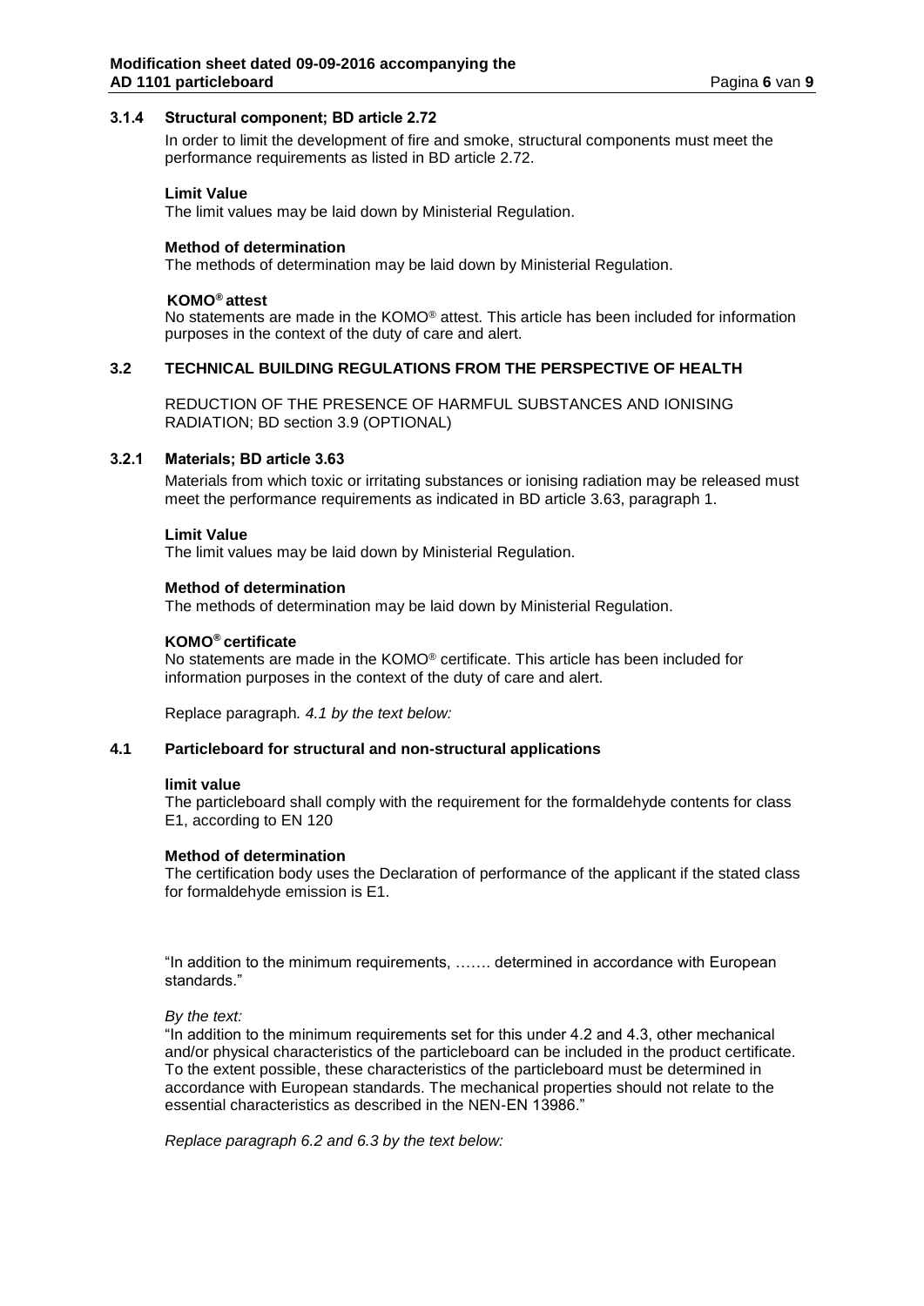### 3.1.4 Structural component; BD article 2.72

In order to limit the development of fire and smoke, structural components must meet the performance requirements as listed in BD article 2.72.

**Limit Value**

The limit values may be laid down by Ministerial Regulation.

**Method of determination**

The methods of determination may be laid down by Ministerial Regulation.

**KOMO® attest**

No statements are made in the KOMO® attest. This article has been included for information purposes in the context of the duty of care and alert.

## 3.2 TECHNICAL BUILDING REGULATIONS FROM THE PERSPECTIVE OF HEALTH

REDUCTION OF THE PRESENCE OF HARMFUL SUBSTANCES AND IONISING RADIATION; BD section 3.9 (OPTIONAL)

### 3.2.1 Materials; BD article 3.63

Materials from which toxic or irritating substances or ionising radiation may be released must meet the performance requirements as indicated in BD article 3.63, paragraph 1.

**Limit Value**

The limit values may be laid down by Ministerial Regulation.

**Method of determination**

The methods of determination may be laid down by Ministerial Regulation.

**KOMO® certificate**

No statements are made in the KOMO® certificate. This article has been included for information purposes in the context of the duty of care and alert.

Replace paragraph *4.1 by the text below:*

## 4.1 Particleboard for structural and non-structural applications

**limit value**

The particleboard shall comply with the requirement for the formaldehyde contents for class E1, according to EN 120

**Method of determination**

The certification body uses the Declaration of performance of the applicant if the stated class for formaldehyde emission is E1.

"In addition to the minimum requirements, ……. determined in accordance with European standards."

*By the text:*

"In addition to the minimum requirements set for this under 4.2 and 4.3, other mechanical and/or physical characteristics of the particleboard can be included in the product certificate. To the extent possible, these characteristics of the particleboard must be determined in accordance with European standards. The mechanical properties should not relate to the essential characteristics as described in the NEN-EN 13986."

*Replace paragraph 6.2 and 6.3 by the text below:*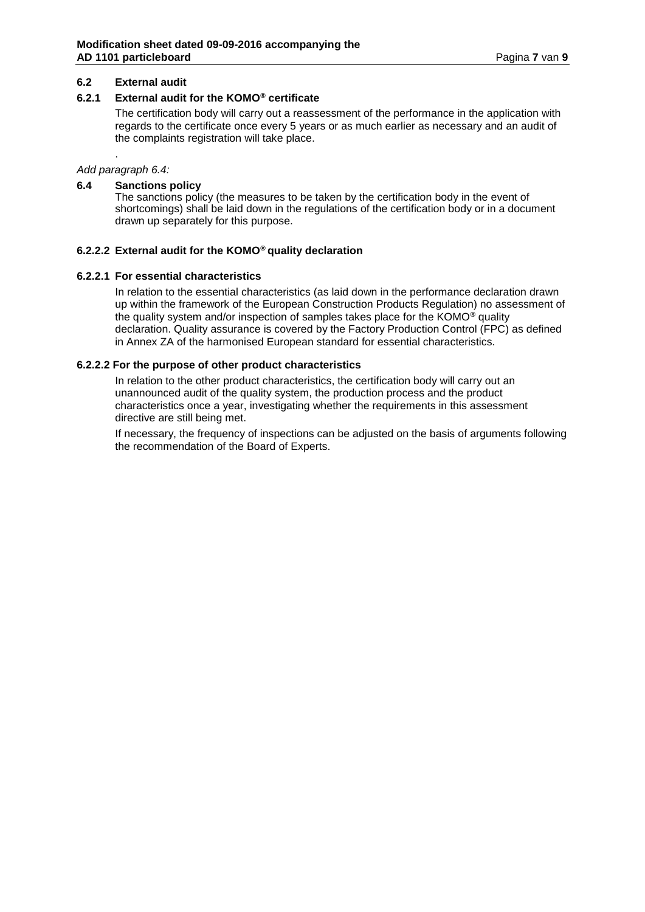### 6.2 External audit

#### 6.2.1 External audit for the KOMO® certificate

The certification body will carry out a reassessment of the performance in the application with regards to the certificate once every 5 years or as much earlier as necessary and an audit of the complaints registration will take place.

.

*Add paragraph 6.4:*

### 6.4 Sanctions policy

The sanctions policy (the measures to be taken by the certification body in the event of shortcomings) shall be laid down in the regulations of the certification body or in a document drawn up separately for this purpose.

#### 6.2.2.2 External audit for the KOMO® quality declaration

#### 6.2.2.1 For essential characteristics

In relation to the essential characteristics (as laid down in the performance declaration drawn up within the framework of the European Construction Products Regulation) no assessment of the quality system and/or inspection of samples takes place for the KOMO® quality declaration. Quality assurance is covered by the Factory Production Control (FPC) as defined in Annex ZA of the harmonised European standard for essential characteristics.

#### 6.2.2.2 For the purpose of other product characteristics

In relation to the other product characteristics, the certification body will carry out an unannounced audit of the quality system, the production process and the product characteristics once a year, investigating whether the requirements in this assessment directive are still being met.

If necessary, the frequency of inspections can be adjusted on the basis of arguments following the recommendation of the Board of Experts.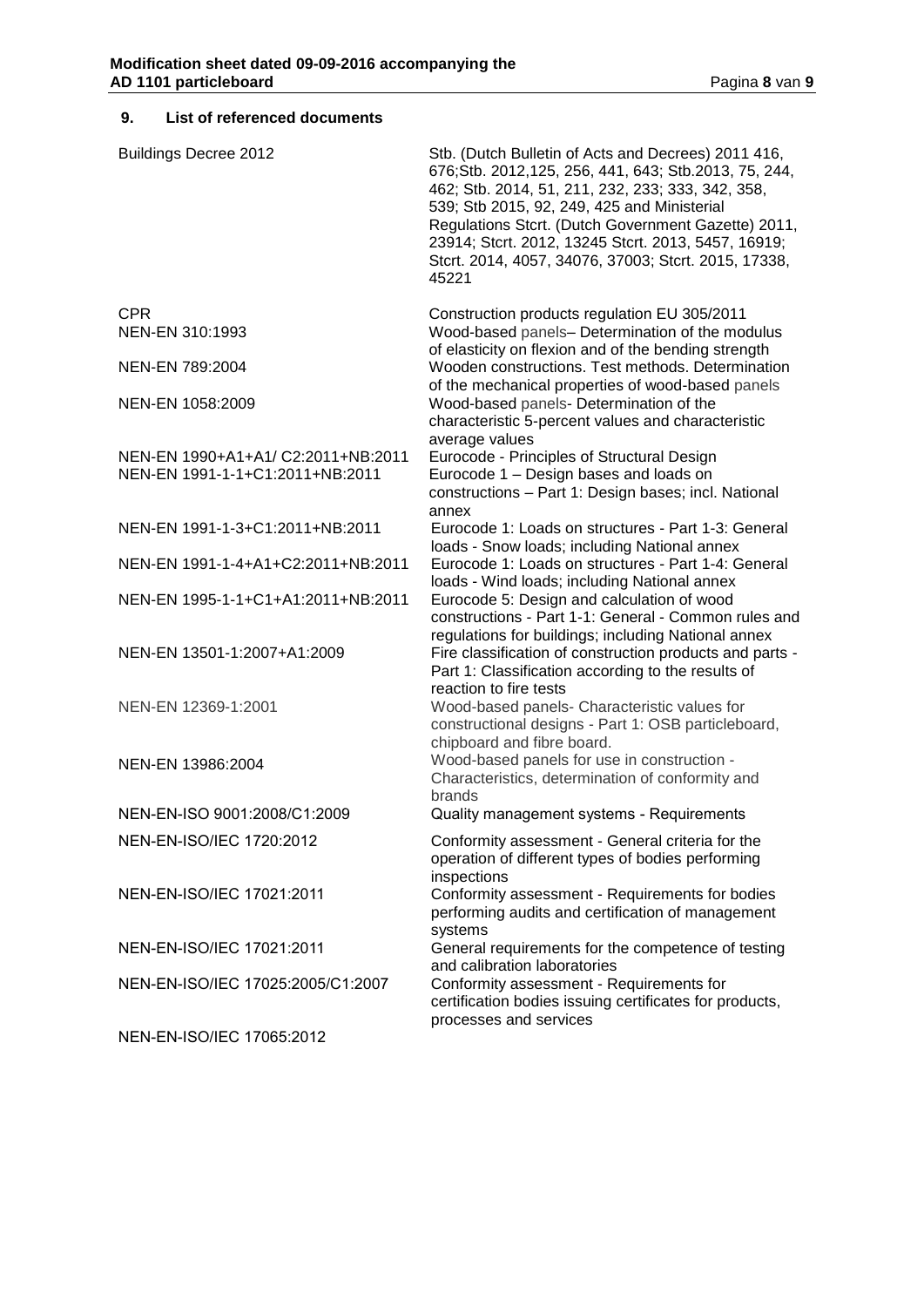## 9. List of referenced documents

| | |
|---|---|
| Buildings Decree 2012 | Stb. (Dutch Bulletin of Acts and Decrees) 2011 416, 676;Stb. 2012,125, 256, 441, 643; Stb.2013, 75, 244, 462; Stb. 2014, 51, 211, 232, 233; 333, 342, 358, 539; Stb 2015, 92, 249, 425 and Ministerial Regulations Stcrt. (Dutch Government Gazette) 2011, 23914; Stcrt. 2012, 13245 Stcrt. 2013, 5457, 16919; Stcrt. 2014, 4057, 34076, 37003; Stcrt. 2015, 17338, 45221 |
| CPR | Construction products regulation EU 305/2011 |
| NEN-EN 310:1993 | Wood-based panels– Determination of the modulus of elasticity on flexion and of the bending strength |
| NEN-EN 789:2004 | Wooden constructions. Test methods. Determination of the mechanical properties of wood-based panels |
| NEN-EN 1058:2009 | Wood-based panels- Determination of the characteristic 5-percent values and characteristic average values |
| NEN-EN 1990+A1+A1/ C2:2011+NB:2011 | Eurocode - Principles of Structural Design |
| NEN-EN 1991-1-1+C1:2011+NB:2011 | Eurocode 1 – Design bases and loads on constructions – Part 1: Design bases; incl. National annex |
| NEN-EN 1991-1-3+C1:2011+NB:2011 | Eurocode 1: Loads on structures - Part 1-3: General loads - Snow loads; including National annex |
| NEN-EN 1991-1-4+A1+C2:2011+NB:2011 | Eurocode 1: Loads on structures - Part 1-4: General loads - Wind loads; including National annex |
| NEN-EN 1995-1-1+C1+A1:2011+NB:2011 | Eurocode 5: Design and calculation of wood constructions - Part 1-1: General - Common rules and regulations for buildings; including National annex |
| NEN-EN 13501-1:2007+A1:2009 | Fire classification of construction products and parts - Part 1: Classification according to the results of reaction to fire tests |
| NEN-EN 12369-1:2001 | Wood-based panels- Characteristic values for constructional designs - Part 1: OSB particleboard, chipboard and fibre board. |
| NEN-EN 13986:2004 | Wood-based panels for use in construction - Characteristics, determination of conformity and brands |
| NEN-EN-ISO 9001:2008/C1:2009 | Quality management systems - Requirements |
| NEN-EN-ISO/IEC 1720:2012 | Conformity assessment - General criteria for the operation of different types of bodies performing inspections |
| NEN-EN-ISO/IEC 17021:2011 | Conformity assessment - Requirements for bodies performing audits and certification of management systems |
| NEN-EN-ISO/IEC 17021:2011 | General requirements for the competence of testing and calibration laboratories |
| NEN-EN-ISO/IEC 17025:2005/C1:2007 | Conformity assessment - Requirements for certification bodies issuing certificates for products, processes and services |
| NEN-EN-ISO/IEC 17065:2012 | |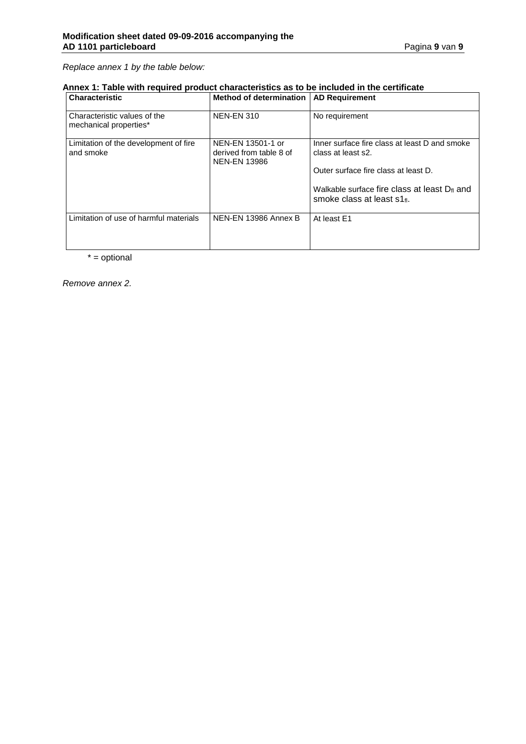*Replace annex 1 by the table below:*

**Annex 1: Table with required product characteristics as to be included in the certificate**

| Characteristic | Method of determination | AD Requirement |
| --- | --- | --- |
| Characteristic values of the mechanical properties* | NEN-EN 310 | No requirement |
| Limitation of the development of fire and smoke | NEN-EN 13501-1 or derived from table 8 of NEN-EN 13986 | Inner surface fire class at least D and smoke class at least s2.<br><br>Outer surface fire class at least D.<br><br>Walkable surface fire class at least $D_{fl}$ and smoke class at least $s1_{fl}$. |
| Limitation of use of harmful materials | NEN-EN 13986 Annex B | At least E1 |

\* = optional

*Remove annex 2.*